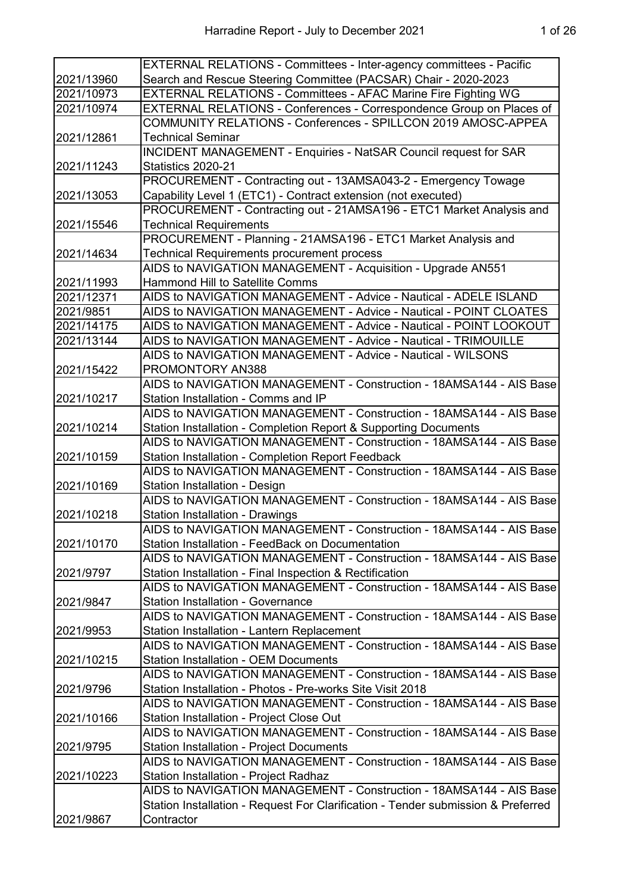| | |
|---|---|
| 2021/13960 | EXTERNAL RELATIONS - Committees - Inter-agency committees - Pacific Search and Rescue Steering Committee (PACSAR) Chair - 2020-2023 |
| 2021/10973 | EXTERNAL RELATIONS - Committees - AFAC Marine Fire Fighting WG |
| 2021/10974 | EXTERNAL RELATIONS - Conferences - Correspondence Group on Places of |
| 2021/12861 | COMMUNITY RELATIONS - Conferences - SPILLCON 2019 AMOSC-APPEA Technical Seminar |
| 2021/11243 | INCIDENT MANAGEMENT - Enquiries - NatSAR Council request for SAR Statistics 2020-21 |
| 2021/13053 | PROCUREMENT - Contracting out - 13AMSA043-2 - Emergency Towage Capability Level 1 (ETC1) - Contract extension (not executed) |
| 2021/15546 | PROCUREMENT - Contracting out - 21AMSA196 - ETC1 Market Analysis and Technical Requirements |
| 2021/14634 | PROCUREMENT - Planning - 21AMSA196 - ETC1 Market Analysis and Technical Requirements procurement process |
| 2021/11993 | AIDS to NAVIGATION MANAGEMENT - Acquisition - Upgrade AN551 Hammond Hill to Satellite Comms |
| 2021/12371 | AIDS to NAVIGATION MANAGEMENT - Advice - Nautical - ADELE ISLAND |
| 2021/9851 | AIDS to NAVIGATION MANAGEMENT - Advice - Nautical - POINT CLOATES |
| 2021/14175 | AIDS to NAVIGATION MANAGEMENT - Advice - Nautical - POINT LOOKOUT |
| 2021/13144 | AIDS to NAVIGATION MANAGEMENT - Advice - Nautical - TRIMOUILLE |
| 2021/15422 | AIDS to NAVIGATION MANAGEMENT - Advice - Nautical - WILSONS PROMONTORY AN388 |
| 2021/10217 | AIDS to NAVIGATION MANAGEMENT - Construction - 18AMSA144 - AIS Base Station Installation - Comms and IP |
| 2021/10214 | AIDS to NAVIGATION MANAGEMENT - Construction - 18AMSA144 - AIS Base Station Installation - Completion Report & Supporting Documents |
| 2021/10159 | AIDS to NAVIGATION MANAGEMENT - Construction - 18AMSA144 - AIS Base Station Installation - Completion Report Feedback |
| 2021/10169 | AIDS to NAVIGATION MANAGEMENT - Construction - 18AMSA144 - AIS Base Station Installation - Design |
| 2021/10218 | AIDS to NAVIGATION MANAGEMENT - Construction - 18AMSA144 - AIS Base Station Installation - Drawings |
| 2021/10170 | AIDS to NAVIGATION MANAGEMENT - Construction - 18AMSA144 - AIS Base Station Installation - FeedBack on Documentation |
| 2021/9797 | AIDS to NAVIGATION MANAGEMENT - Construction - 18AMSA144 - AIS Base Station Installation - Final Inspection & Rectification |
| 2021/9847 | AIDS to NAVIGATION MANAGEMENT - Construction - 18AMSA144 - AIS Base Station Installation - Governance |
| 2021/9953 | AIDS to NAVIGATION MANAGEMENT - Construction - 18AMSA144 - AIS Base Station Installation - Lantern Replacement |
| 2021/10215 | AIDS to NAVIGATION MANAGEMENT - Construction - 18AMSA144 - AIS Base Station Installation - OEM Documents |
| 2021/9796 | AIDS to NAVIGATION MANAGEMENT - Construction - 18AMSA144 - AIS Base Station Installation - Photos - Pre-works Site Visit 2018 |
| 2021/10166 | AIDS to NAVIGATION MANAGEMENT - Construction - 18AMSA144 - AIS Base Station Installation - Project Close Out |
| 2021/9795 | AIDS to NAVIGATION MANAGEMENT - Construction - 18AMSA144 - AIS Base Station Installation - Project Documents |
| 2021/10223 | AIDS to NAVIGATION MANAGEMENT - Construction - 18AMSA144 - AIS Base Station Installation - Project Radhaz |
| 2021/9867 | AIDS to NAVIGATION MANAGEMENT - Construction - 18AMSA144 - AIS Base Station Installation - Request For Clarification - Tender submission & Preferred Contractor |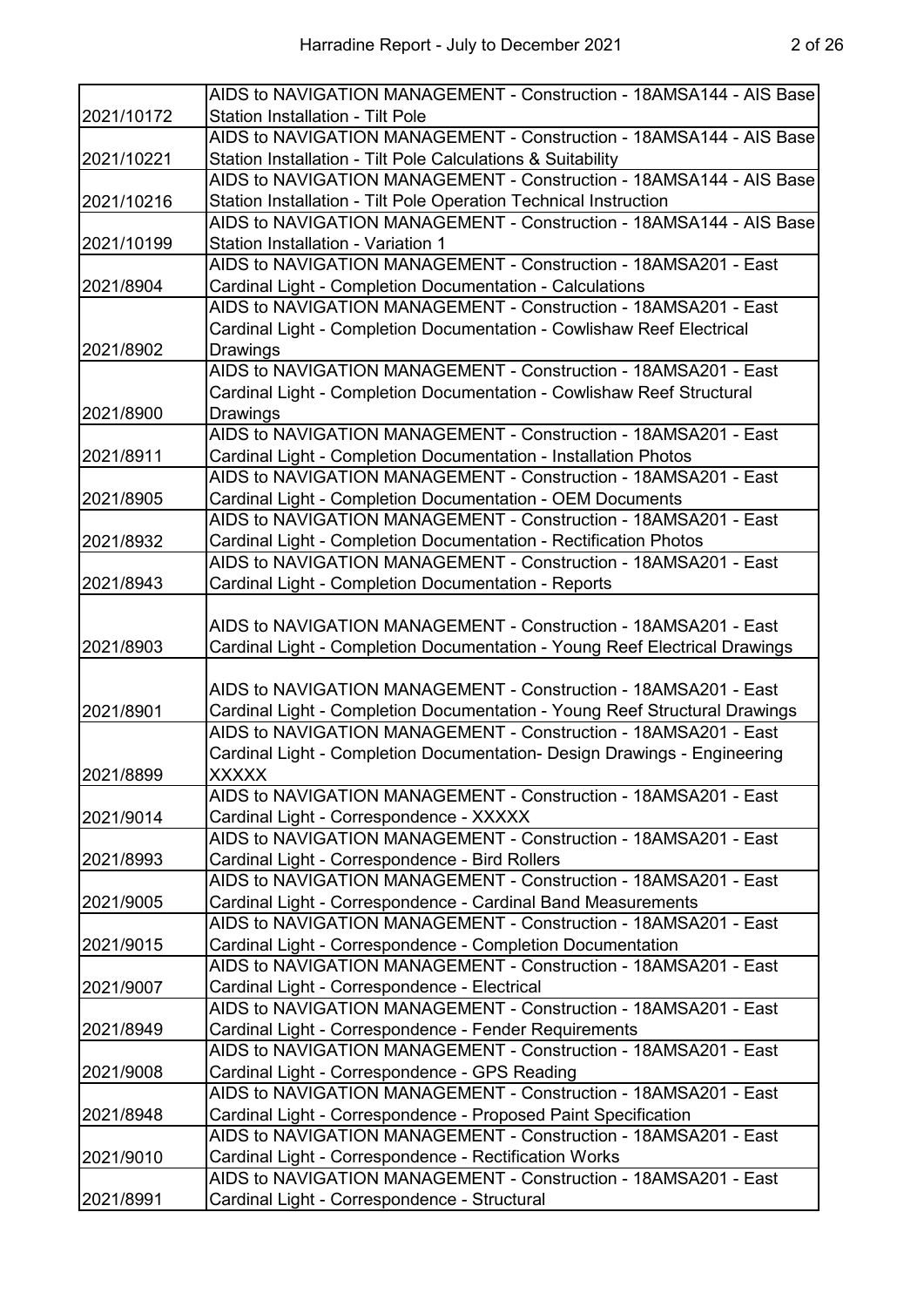| | |
|---|---|
| 2021/10172 | AIDS to NAVIGATION MANAGEMENT - Construction - 18AMSA144 - AIS Base Station Installation - Tilt Pole |
| 2021/10221 | AIDS to NAVIGATION MANAGEMENT - Construction - 18AMSA144 - AIS Base Station Installation - Tilt Pole Calculations & Suitability |
| 2021/10216 | AIDS to NAVIGATION MANAGEMENT - Construction - 18AMSA144 - AIS Base Station Installation - Tilt Pole Operation Technical Instruction |
| 2021/10199 | AIDS to NAVIGATION MANAGEMENT - Construction - 18AMSA144 - AIS Base Station Installation - Variation 1 |
| 2021/8904 | AIDS to NAVIGATION MANAGEMENT - Construction - 18AMSA201 - East Cardinal Light - Completion Documentation - Calculations |
| 2021/8902 | AIDS to NAVIGATION MANAGEMENT - Construction - 18AMSA201 - East Cardinal Light - Completion Documentation - Cowlishaw Reef Electrical Drawings |
| 2021/8900 | AIDS to NAVIGATION MANAGEMENT - Construction - 18AMSA201 - East Cardinal Light - Completion Documentation - Cowlishaw Reef Structural Drawings |
| 2021/8911 | AIDS to NAVIGATION MANAGEMENT - Construction - 18AMSA201 - East Cardinal Light - Completion Documentation - Installation Photos |
| 2021/8905 | AIDS to NAVIGATION MANAGEMENT - Construction - 18AMSA201 - East Cardinal Light - Completion Documentation - OEM Documents |
| 2021/8932 | AIDS to NAVIGATION MANAGEMENT - Construction - 18AMSA201 - East Cardinal Light - Completion Documentation - Rectification Photos |
| 2021/8943 | AIDS to NAVIGATION MANAGEMENT - Construction - 18AMSA201 - East Cardinal Light - Completion Documentation - Reports |
| 2021/8903 | AIDS to NAVIGATION MANAGEMENT - Construction - 18AMSA201 - East Cardinal Light - Completion Documentation - Young Reef Electrical Drawings |
| 2021/8901 | AIDS to NAVIGATION MANAGEMENT - Construction - 18AMSA201 - East Cardinal Light - Completion Documentation - Young Reef Structural Drawings |
| 2021/8899 | AIDS to NAVIGATION MANAGEMENT - Construction - 18AMSA201 - East Cardinal Light - Completion Documentation- Design Drawings - Engineering XXXXX |
| 2021/9014 | AIDS to NAVIGATION MANAGEMENT - Construction - 18AMSA201 - East Cardinal Light - Correspondence - XXXXX |
| 2021/8993 | AIDS to NAVIGATION MANAGEMENT - Construction - 18AMSA201 - East Cardinal Light - Correspondence - Bird Rollers |
| 2021/9005 | AIDS to NAVIGATION MANAGEMENT - Construction - 18AMSA201 - East Cardinal Light - Correspondence - Cardinal Band Measurements |
| 2021/9015 | AIDS to NAVIGATION MANAGEMENT - Construction - 18AMSA201 - East Cardinal Light - Correspondence - Completion Documentation |
| 2021/9007 | AIDS to NAVIGATION MANAGEMENT - Construction - 18AMSA201 - East Cardinal Light - Correspondence - Electrical |
| 2021/8949 | AIDS to NAVIGATION MANAGEMENT - Construction - 18AMSA201 - East Cardinal Light - Correspondence - Fender Requirements |
| 2021/9008 | AIDS to NAVIGATION MANAGEMENT - Construction - 18AMSA201 - East Cardinal Light - Correspondence - GPS Reading |
| 2021/8948 | AIDS to NAVIGATION MANAGEMENT - Construction - 18AMSA201 - East Cardinal Light - Correspondence - Proposed Paint Specification |
| 2021/9010 | AIDS to NAVIGATION MANAGEMENT - Construction - 18AMSA201 - East Cardinal Light - Correspondence - Rectification Works |
| 2021/8991 | AIDS to NAVIGATION MANAGEMENT - Construction - 18AMSA201 - East Cardinal Light - Correspondence - Structural |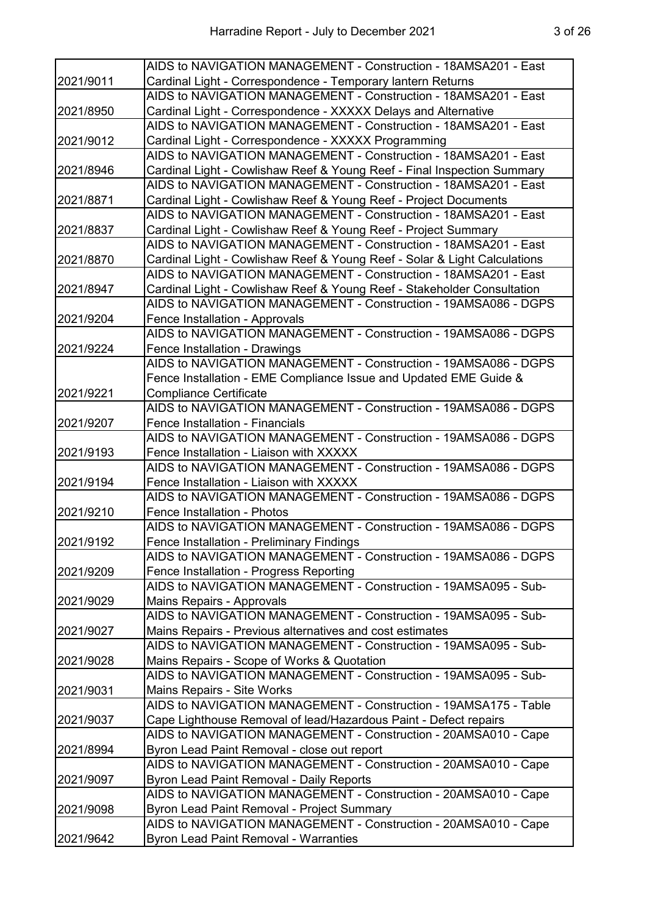| | |
|---|---|
| 2021/9011 | AIDS to NAVIGATION MANAGEMENT - Construction - 18AMSA201 - East Cardinal Light - Correspondence - Temporary lantern Returns |
| 2021/8950 | AIDS to NAVIGATION MANAGEMENT - Construction - 18AMSA201 - East Cardinal Light - Correspondence - XXXXX Delays and Alternative |
| 2021/9012 | AIDS to NAVIGATION MANAGEMENT - Construction - 18AMSA201 - East Cardinal Light - Correspondence - XXXXX Programming |
| 2021/8946 | AIDS to NAVIGATION MANAGEMENT - Construction - 18AMSA201 - East Cardinal Light - Cowlishaw Reef & Young Reef - Final Inspection Summary |
| 2021/8871 | AIDS to NAVIGATION MANAGEMENT - Construction - 18AMSA201 - East Cardinal Light - Cowlishaw Reef & Young Reef - Project Documents |
| 2021/8837 | AIDS to NAVIGATION MANAGEMENT - Construction - 18AMSA201 - East Cardinal Light - Cowlishaw Reef & Young Reef - Project Summary |
| 2021/8870 | AIDS to NAVIGATION MANAGEMENT - Construction - 18AMSA201 - East Cardinal Light - Cowlishaw Reef & Young Reef - Solar & Light Calculations |
| 2021/8947 | AIDS to NAVIGATION MANAGEMENT - Construction - 18AMSA201 - East Cardinal Light - Cowlishaw Reef & Young Reef - Stakeholder Consultation |
| 2021/9204 | AIDS to NAVIGATION MANAGEMENT - Construction - 19AMSA086 - DGPS Fence Installation - Approvals |
| 2021/9224 | AIDS to NAVIGATION MANAGEMENT - Construction - 19AMSA086 - DGPS Fence Installation - Drawings |
| 2021/9221 | AIDS to NAVIGATION MANAGEMENT - Construction - 19AMSA086 - DGPS Fence Installation - EME Compliance Issue and Updated EME Guide & Compliance Certificate |
| 2021/9207 | AIDS to NAVIGATION MANAGEMENT - Construction - 19AMSA086 - DGPS Fence Installation - Financials |
| 2021/9193 | AIDS to NAVIGATION MANAGEMENT - Construction - 19AMSA086 - DGPS Fence Installation - Liaison with XXXXX |
| 2021/9194 | AIDS to NAVIGATION MANAGEMENT - Construction - 19AMSA086 - DGPS Fence Installation - Liaison with XXXXX |
| 2021/9210 | AIDS to NAVIGATION MANAGEMENT - Construction - 19AMSA086 - DGPS Fence Installation - Photos |
| 2021/9192 | AIDS to NAVIGATION MANAGEMENT - Construction - 19AMSA086 - DGPS Fence Installation - Preliminary Findings |
| 2021/9209 | AIDS to NAVIGATION MANAGEMENT - Construction - 19AMSA086 - DGPS Fence Installation - Progress Reporting |
| 2021/9029 | AIDS to NAVIGATION MANAGEMENT - Construction - 19AMSA095 - Sub-Mains Repairs - Approvals |
| 2021/9027 | AIDS to NAVIGATION MANAGEMENT - Construction - 19AMSA095 - Sub-Mains Repairs - Previous alternatives and cost estimates |
| 2021/9028 | AIDS to NAVIGATION MANAGEMENT - Construction - 19AMSA095 - Sub-Mains Repairs - Scope of Works & Quotation |
| 2021/9031 | AIDS to NAVIGATION MANAGEMENT - Construction - 19AMSA095 - Sub-Mains Repairs - Site Works |
| 2021/9037 | AIDS to NAVIGATION MANAGEMENT - Construction - 19AMSA175 - Table Cape Lighthouse Removal of lead/Hazardous Paint - Defect repairs |
| 2021/8994 | AIDS to NAVIGATION MANAGEMENT - Construction - 20AMSA010 - Cape Byron Lead Paint Removal - close out report |
| 2021/9097 | AIDS to NAVIGATION MANAGEMENT - Construction - 20AMSA010 - Cape Byron Lead Paint Removal - Daily Reports |
| 2021/9098 | AIDS to NAVIGATION MANAGEMENT - Construction - 20AMSA010 - Cape Byron Lead Paint Removal - Project Summary |
| 2021/9642 | AIDS to NAVIGATION MANAGEMENT - Construction - 20AMSA010 - Cape Byron Lead Paint Removal - Warranties |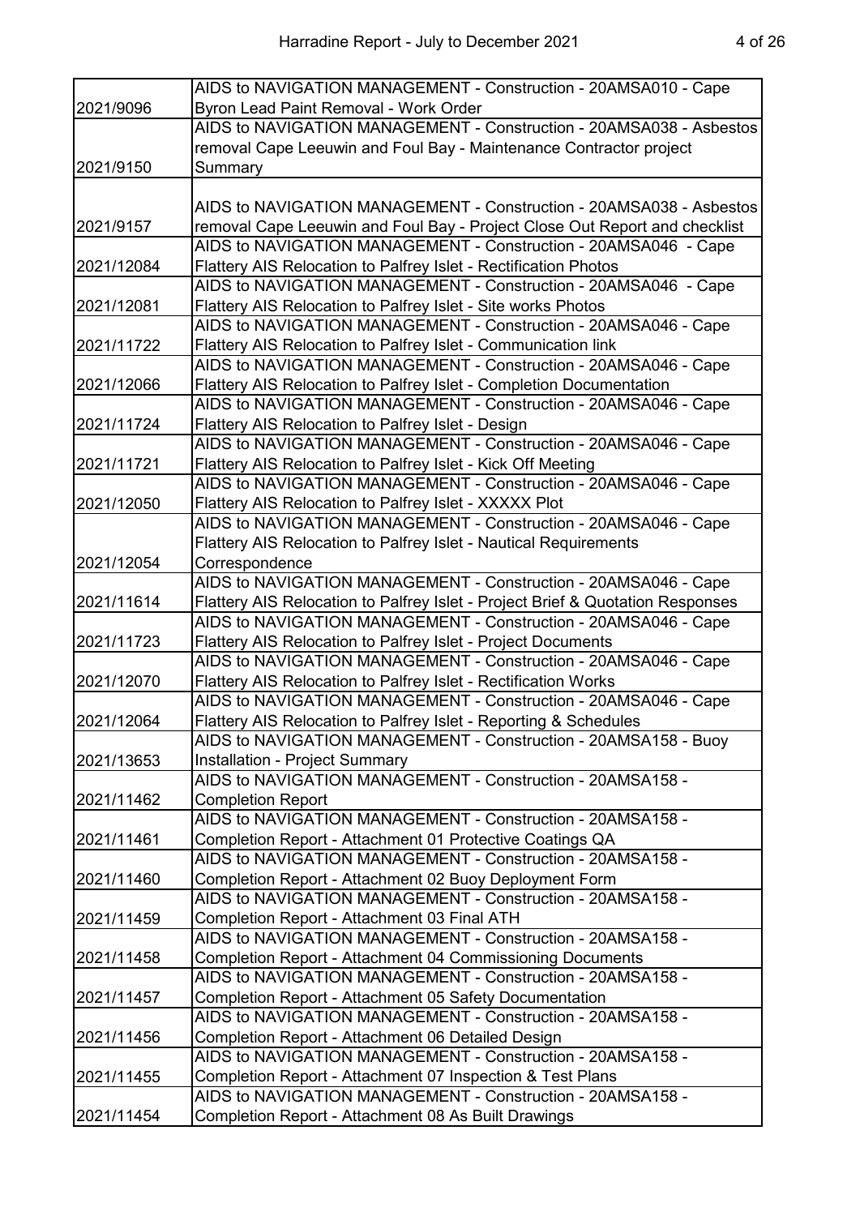| | |
|---|---|
| 2021/9096 | AIDS to NAVIGATION MANAGEMENT - Construction - 20AMSA010 - Cape Byron Lead Paint Removal - Work Order |
| 2021/9150 | AIDS to NAVIGATION MANAGEMENT - Construction - 20AMSA038 - Asbestos removal Cape Leeuwin and Foul Bay - Maintenance Contractor project Summary |
| 2021/9157 | AIDS to NAVIGATION MANAGEMENT - Construction - 20AMSA038 - Asbestos removal Cape Leeuwin and Foul Bay - Project Close Out Report and checklist |
| 2021/12084 | AIDS to NAVIGATION MANAGEMENT - Construction - 20AMSA046 - Cape Flattery AIS Relocation to Palfrey Islet - Rectification Photos |
| 2021/12081 | AIDS to NAVIGATION MANAGEMENT - Construction - 20AMSA046 - Cape Flattery AIS Relocation to Palfrey Islet - Site works Photos |
| 2021/11722 | AIDS to NAVIGATION MANAGEMENT - Construction - 20AMSA046 - Cape Flattery AIS Relocation to Palfrey Islet - Communication link |
| 2021/12066 | AIDS to NAVIGATION MANAGEMENT - Construction - 20AMSA046 - Cape Flattery AIS Relocation to Palfrey Islet - Completion Documentation |
| 2021/11724 | AIDS to NAVIGATION MANAGEMENT - Construction - 20AMSA046 - Cape Flattery AIS Relocation to Palfrey Islet - Design |
| 2021/11721 | AIDS to NAVIGATION MANAGEMENT - Construction - 20AMSA046 - Cape Flattery AIS Relocation to Palfrey Islet - Kick Off Meeting |
| 2021/12050 | AIDS to NAVIGATION MANAGEMENT - Construction - 20AMSA046 - Cape Flattery AIS Relocation to Palfrey Islet - XXXXX Plot |
| 2021/12054 | AIDS to NAVIGATION MANAGEMENT - Construction - 20AMSA046 - Cape Flattery AIS Relocation to Palfrey Islet - Nautical Requirements Correspondence |
| 2021/11614 | AIDS to NAVIGATION MANAGEMENT - Construction - 20AMSA046 - Cape Flattery AIS Relocation to Palfrey Islet - Project Brief & Quotation Responses |
| 2021/11723 | AIDS to NAVIGATION MANAGEMENT - Construction - 20AMSA046 - Cape Flattery AIS Relocation to Palfrey Islet - Project Documents |
| 2021/12070 | AIDS to NAVIGATION MANAGEMENT - Construction - 20AMSA046 - Cape Flattery AIS Relocation to Palfrey Islet - Rectification Works |
| 2021/12064 | AIDS to NAVIGATION MANAGEMENT - Construction - 20AMSA046 - Cape Flattery AIS Relocation to Palfrey Islet - Reporting & Schedules |
| 2021/13653 | AIDS to NAVIGATION MANAGEMENT - Construction - 20AMSA158 - Buoy Installation - Project Summary |
| 2021/11462 | AIDS to NAVIGATION MANAGEMENT - Construction - 20AMSA158 - Completion Report |
| 2021/11461 | AIDS to NAVIGATION MANAGEMENT - Construction - 20AMSA158 - Completion Report - Attachment 01 Protective Coatings QA |
| 2021/11460 | AIDS to NAVIGATION MANAGEMENT - Construction - 20AMSA158 - Completion Report - Attachment 02 Buoy Deployment Form |
| 2021/11459 | AIDS to NAVIGATION MANAGEMENT - Construction - 20AMSA158 - Completion Report - Attachment 03 Final ATH |
| 2021/11458 | AIDS to NAVIGATION MANAGEMENT - Construction - 20AMSA158 - Completion Report - Attachment 04 Commissioning Documents |
| 2021/11457 | AIDS to NAVIGATION MANAGEMENT - Construction - 20AMSA158 - Completion Report - Attachment 05 Safety Documentation |
| 2021/11456 | AIDS to NAVIGATION MANAGEMENT - Construction - 20AMSA158 - Completion Report - Attachment 06 Detailed Design |
| 2021/11455 | AIDS to NAVIGATION MANAGEMENT - Construction - 20AMSA158 - Completion Report - Attachment 07 Inspection & Test Plans |
| 2021/11454 | AIDS to NAVIGATION MANAGEMENT - Construction - 20AMSA158 - Completion Report - Attachment 08 As Built Drawings |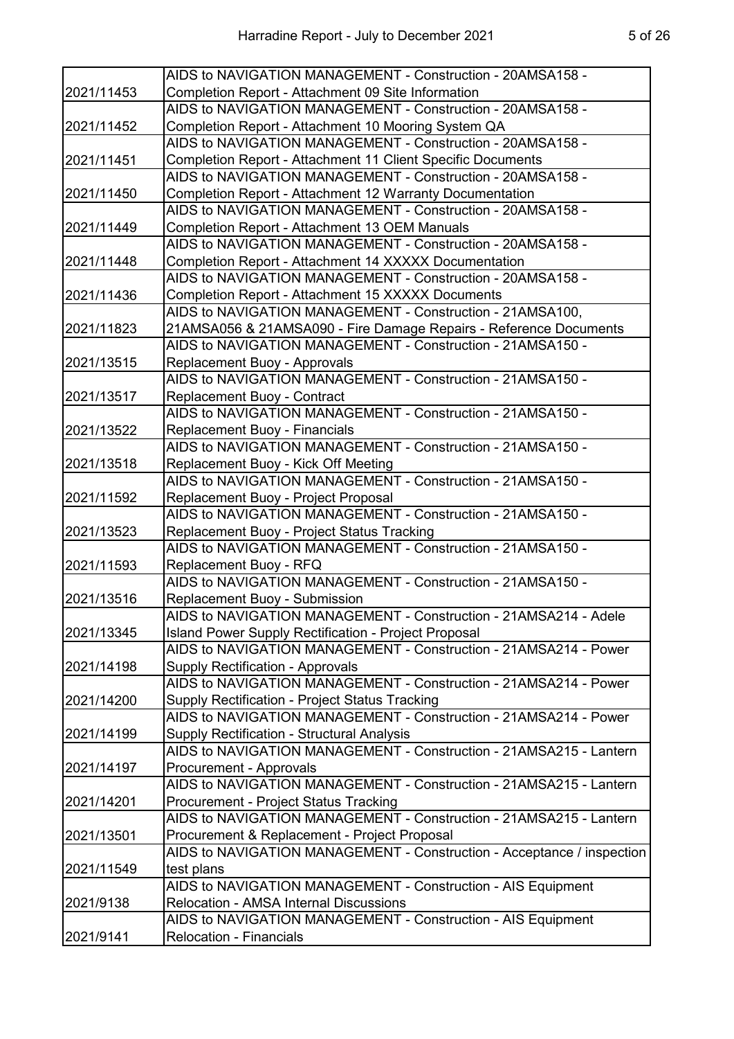| | |
|---|---|
| 2021/11453 | AIDS to NAVIGATION MANAGEMENT - Construction - 20AMSA158 - Completion Report - Attachment 09 Site Information |
| 2021/11452 | AIDS to NAVIGATION MANAGEMENT - Construction - 20AMSA158 - Completion Report - Attachment 10 Mooring System QA |
| 2021/11451 | AIDS to NAVIGATION MANAGEMENT - Construction - 20AMSA158 - Completion Report - Attachment 11 Client Specific Documents |
| 2021/11450 | AIDS to NAVIGATION MANAGEMENT - Construction - 20AMSA158 - Completion Report - Attachment 12 Warranty Documentation |
| 2021/11449 | AIDS to NAVIGATION MANAGEMENT - Construction - 20AMSA158 - Completion Report - Attachment 13 OEM Manuals |
| 2021/11448 | AIDS to NAVIGATION MANAGEMENT - Construction - 20AMSA158 - Completion Report - Attachment 14 XXXXX Documentation |
| 2021/11436 | AIDS to NAVIGATION MANAGEMENT - Construction - 20AMSA158 - Completion Report - Attachment 15 XXXXX Documents |
| 2021/11823 | AIDS to NAVIGATION MANAGEMENT - Construction - 21AMSA100, 21AMSA056 & 21AMSA090 - Fire Damage Repairs - Reference Documents |
| 2021/13515 | AIDS to NAVIGATION MANAGEMENT - Construction - 21AMSA150 - Replacement Buoy - Approvals |
| 2021/13517 | AIDS to NAVIGATION MANAGEMENT - Construction - 21AMSA150 - Replacement Buoy - Contract |
| 2021/13522 | AIDS to NAVIGATION MANAGEMENT - Construction - 21AMSA150 - Replacement Buoy - Financials |
| 2021/13518 | AIDS to NAVIGATION MANAGEMENT - Construction - 21AMSA150 - Replacement Buoy - Kick Off Meeting |
| 2021/11592 | AIDS to NAVIGATION MANAGEMENT - Construction - 21AMSA150 - Replacement Buoy - Project Proposal |
| 2021/13523 | AIDS to NAVIGATION MANAGEMENT - Construction - 21AMSA150 - Replacement Buoy - Project Status Tracking |
| 2021/11593 | AIDS to NAVIGATION MANAGEMENT - Construction - 21AMSA150 - Replacement Buoy - RFQ |
| 2021/13516 | AIDS to NAVIGATION MANAGEMENT - Construction - 21AMSA150 - Replacement Buoy - Submission |
| 2021/13345 | AIDS to NAVIGATION MANAGEMENT - Construction - 21AMSA214 - Adele Island Power Supply Rectification - Project Proposal |
| 2021/14198 | AIDS to NAVIGATION MANAGEMENT - Construction - 21AMSA214 - Power Supply Rectification - Approvals |
| 2021/14200 | AIDS to NAVIGATION MANAGEMENT - Construction - 21AMSA214 - Power Supply Rectification - Project Status Tracking |
| 2021/14199 | AIDS to NAVIGATION MANAGEMENT - Construction - 21AMSA214 - Power Supply Rectification - Structural Analysis |
| 2021/14197 | AIDS to NAVIGATION MANAGEMENT - Construction - 21AMSA215 - Lantern Procurement - Approvals |
| 2021/14201 | AIDS to NAVIGATION MANAGEMENT - Construction - 21AMSA215 - Lantern Procurement - Project Status Tracking |
| 2021/13501 | AIDS to NAVIGATION MANAGEMENT - Construction - 21AMSA215 - Lantern Procurement & Replacement - Project Proposal |
| 2021/11549 | AIDS to NAVIGATION MANAGEMENT - Construction - Acceptance / inspection test plans |
| 2021/9138 | AIDS to NAVIGATION MANAGEMENT - Construction - AIS Equipment Relocation - AMSA Internal Discussions |
| 2021/9141 | AIDS to NAVIGATION MANAGEMENT - Construction - AIS Equipment Relocation - Financials |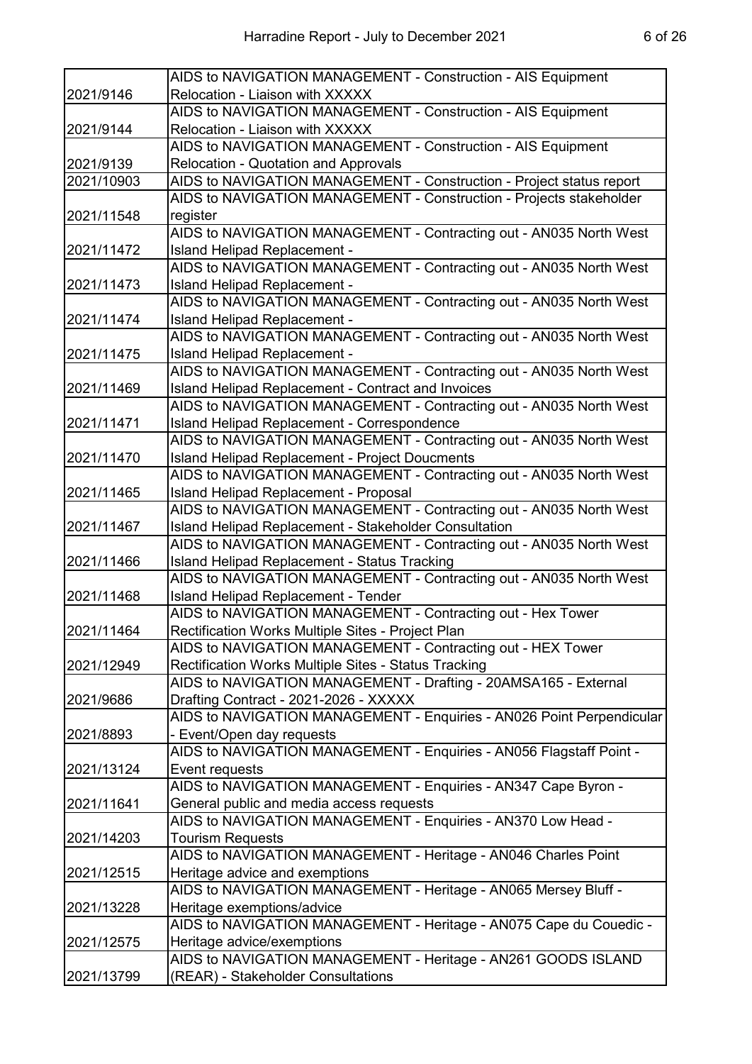| | |
|---|---|
| 2021/9146 | AIDS to NAVIGATION MANAGEMENT - Construction - AIS Equipment Relocation - Liaison with XXXXX |
| 2021/9144 | AIDS to NAVIGATION MANAGEMENT - Construction - AIS Equipment Relocation - Liaison with XXXXX |
| 2021/9139 | AIDS to NAVIGATION MANAGEMENT - Construction - AIS Equipment Relocation - Quotation and Approvals |
| 2021/10903 | AIDS to NAVIGATION MANAGEMENT - Construction - Project status report |
| 2021/11548 | AIDS to NAVIGATION MANAGEMENT - Construction - Projects stakeholder register |
| 2021/11472 | AIDS to NAVIGATION MANAGEMENT - Contracting out - AN035 North West Island Helipad Replacement - |
| 2021/11473 | AIDS to NAVIGATION MANAGEMENT - Contracting out - AN035 North West Island Helipad Replacement - |
| 2021/11474 | AIDS to NAVIGATION MANAGEMENT - Contracting out - AN035 North West Island Helipad Replacement - |
| 2021/11475 | AIDS to NAVIGATION MANAGEMENT - Contracting out - AN035 North West Island Helipad Replacement - |
| 2021/11469 | AIDS to NAVIGATION MANAGEMENT - Contracting out - AN035 North West Island Helipad Replacement - Contract and Invoices |
| 2021/11471 | AIDS to NAVIGATION MANAGEMENT - Contracting out - AN035 North West Island Helipad Replacement - Correspondence |
| 2021/11470 | AIDS to NAVIGATION MANAGEMENT - Contracting out - AN035 North West Island Helipad Replacement - Project Doucments |
| 2021/11465 | AIDS to NAVIGATION MANAGEMENT - Contracting out - AN035 North West Island Helipad Replacement - Proposal |
| 2021/11467 | AIDS to NAVIGATION MANAGEMENT - Contracting out - AN035 North West Island Helipad Replacement - Stakeholder Consultation |
| 2021/11466 | AIDS to NAVIGATION MANAGEMENT - Contracting out - AN035 North West Island Helipad Replacement - Status Tracking |
| 2021/11468 | AIDS to NAVIGATION MANAGEMENT - Contracting out - AN035 North West Island Helipad Replacement - Tender |
| 2021/11464 | AIDS to NAVIGATION MANAGEMENT - Contracting out - Hex Tower Rectification Works Multiple Sites - Project Plan |
| 2021/12949 | AIDS to NAVIGATION MANAGEMENT - Contracting out - HEX Tower Rectification Works Multiple Sites - Status Tracking |
| 2021/9686 | AIDS to NAVIGATION MANAGEMENT - Drafting - 20AMSA165 - External Drafting Contract - 2021-2026 - XXXXX |
| 2021/8893 | AIDS to NAVIGATION MANAGEMENT - Enquiries - AN026 Point Perpendicular - Event/Open day requests |
| 2021/13124 | AIDS to NAVIGATION MANAGEMENT - Enquiries - AN056 Flagstaff Point - Event requests |
| 2021/11641 | AIDS to NAVIGATION MANAGEMENT - Enquiries - AN347 Cape Byron - General public and media access requests |
| 2021/14203 | AIDS to NAVIGATION MANAGEMENT - Enquiries - AN370 Low Head - Tourism Requests |
| 2021/12515 | AIDS to NAVIGATION MANAGEMENT - Heritage - AN046 Charles Point Heritage advice and exemptions |
| 2021/13228 | AIDS to NAVIGATION MANAGEMENT - Heritage - AN065 Mersey Bluff - Heritage exemptions/advice |
| 2021/12575 | AIDS to NAVIGATION MANAGEMENT - Heritage - AN075 Cape du Couedic - Heritage advice/exemptions |
| 2021/13799 | AIDS to NAVIGATION MANAGEMENT - Heritage - AN261 GOODS ISLAND (REAR) - Stakeholder Consultations |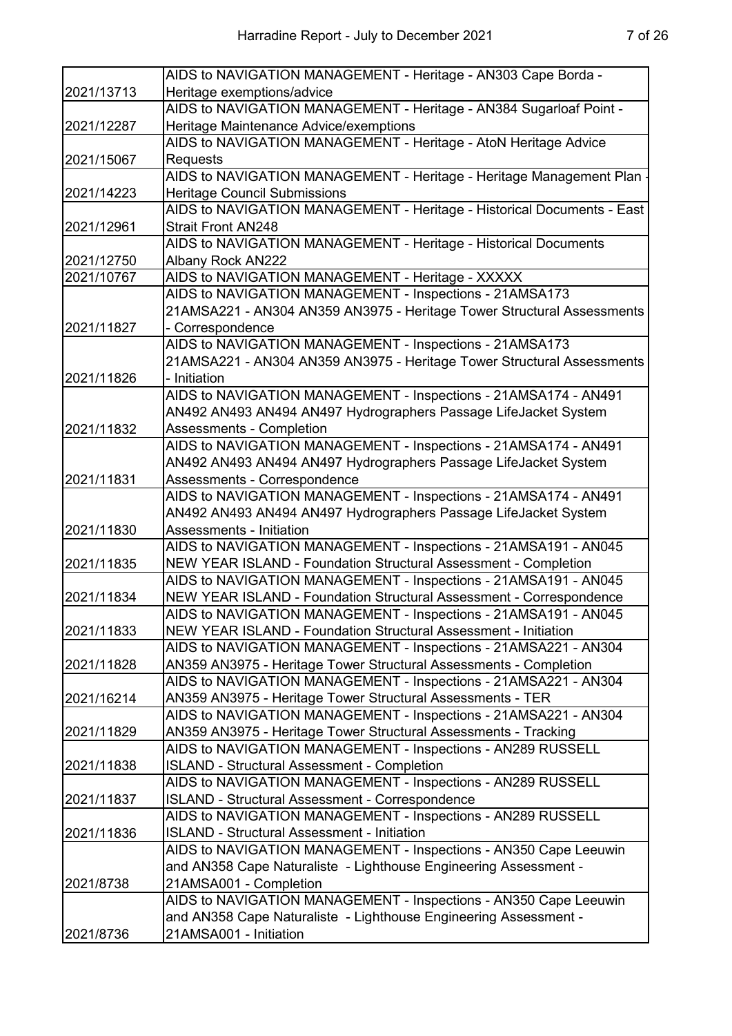| | |
|---|---|
| 2021/13713 | AIDS to NAVIGATION MANAGEMENT - Heritage - AN303 Cape Borda - Heritage exemptions/advice |
| 2021/12287 | AIDS to NAVIGATION MANAGEMENT - Heritage - AN384 Sugarloaf Point - Heritage Maintenance Advice/exemptions |
| 2021/15067 | AIDS to NAVIGATION MANAGEMENT - Heritage - AtoN Heritage Advice Requests |
| 2021/14223 | AIDS to NAVIGATION MANAGEMENT - Heritage - Heritage Management Plan - Heritage Council Submissions |
| 2021/12961 | AIDS to NAVIGATION MANAGEMENT - Heritage - Historical Documents - East Strait Front AN248 |
| 2021/12750 | AIDS to NAVIGATION MANAGEMENT - Heritage - Historical Documents Albany Rock AN222 |
| 2021/10767 | AIDS to NAVIGATION MANAGEMENT - Heritage - XXXXX |
| 2021/11827 | AIDS to NAVIGATION MANAGEMENT - Inspections - 21AMSA173 21AMSA221 - AN304 AN359 AN3975 - Heritage Tower Structural Assessments - Correspondence |
| 2021/11826 | AIDS to NAVIGATION MANAGEMENT - Inspections - 21AMSA173 21AMSA221 - AN304 AN359 AN3975 - Heritage Tower Structural Assessments - Initiation |
| 2021/11832 | AIDS to NAVIGATION MANAGEMENT - Inspections - 21AMSA174 - AN491 AN492 AN493 AN494 AN497 Hydrographers Passage LifeJacket System Assessments - Completion |
| 2021/11831 | AIDS to NAVIGATION MANAGEMENT - Inspections - 21AMSA174 - AN491 AN492 AN493 AN494 AN497 Hydrographers Passage LifeJacket System Assessments - Correspondence |
| 2021/11830 | AIDS to NAVIGATION MANAGEMENT - Inspections - 21AMSA174 - AN491 AN492 AN493 AN494 AN497 Hydrographers Passage LifeJacket System Assessments - Initiation |
| 2021/11835 | AIDS to NAVIGATION MANAGEMENT - Inspections - 21AMSA191 - AN045 NEW YEAR ISLAND - Foundation Structural Assessment - Completion |
| 2021/11834 | AIDS to NAVIGATION MANAGEMENT - Inspections - 21AMSA191 - AN045 NEW YEAR ISLAND - Foundation Structural Assessment - Correspondence |
| 2021/11833 | AIDS to NAVIGATION MANAGEMENT - Inspections - 21AMSA191 - AN045 NEW YEAR ISLAND - Foundation Structural Assessment - Initiation |
| 2021/11828 | AIDS to NAVIGATION MANAGEMENT - Inspections - 21AMSA221 - AN304 AN359 AN3975 - Heritage Tower Structural Assessments - Completion |
| 2021/16214 | AIDS to NAVIGATION MANAGEMENT - Inspections - 21AMSA221 - AN304 AN359 AN3975 - Heritage Tower Structural Assessments - TER |
| 2021/11829 | AIDS to NAVIGATION MANAGEMENT - Inspections - 21AMSA221 - AN304 AN359 AN3975 - Heritage Tower Structural Assessments - Tracking |
| 2021/11838 | AIDS to NAVIGATION MANAGEMENT - Inspections - AN289 RUSSELL ISLAND - Structural Assessment - Completion |
| 2021/11837 | AIDS to NAVIGATION MANAGEMENT - Inspections - AN289 RUSSELL ISLAND - Structural Assessment - Correspondence |
| 2021/11836 | AIDS to NAVIGATION MANAGEMENT - Inspections - AN289 RUSSELL ISLAND - Structural Assessment - Initiation |
| 2021/8738 | AIDS to NAVIGATION MANAGEMENT - Inspections - AN350 Cape Leeuwin and AN358 Cape Naturaliste - Lighthouse Engineering Assessment - 21AMSA001 - Completion |
| 2021/8736 | AIDS to NAVIGATION MANAGEMENT - Inspections - AN350 Cape Leeuwin and AN358 Cape Naturaliste - Lighthouse Engineering Assessment - 21AMSA001 - Initiation |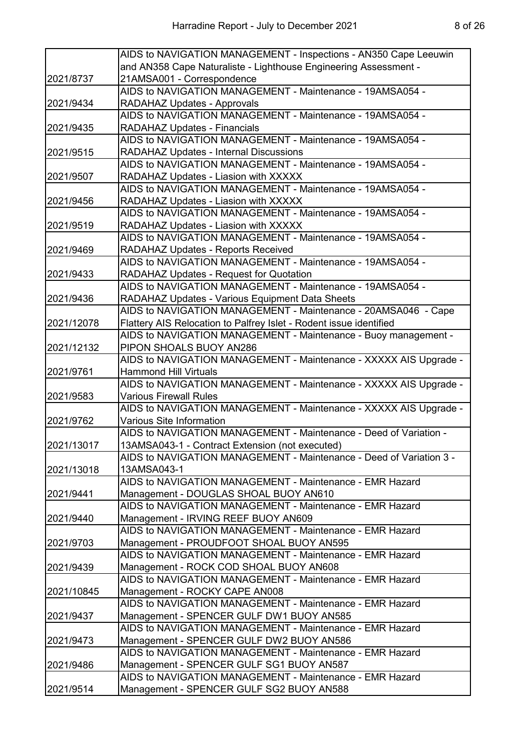| | |
|---|---|
| 2021/8737 | AIDS to NAVIGATION MANAGEMENT - Inspections - AN350 Cape Leeuwin and AN358 Cape Naturaliste - Lighthouse Engineering Assessment - 21AMSA001 - Correspondence |
| 2021/9434 | AIDS to NAVIGATION MANAGEMENT - Maintenance - 19AMSA054 - RADAHAZ Updates - Approvals |
| 2021/9435 | AIDS to NAVIGATION MANAGEMENT - Maintenance - 19AMSA054 - RADAHAZ Updates - Financials |
| 2021/9515 | AIDS to NAVIGATION MANAGEMENT - Maintenance - 19AMSA054 - RADAHAZ Updates - Internal Discussions |
| 2021/9507 | AIDS to NAVIGATION MANAGEMENT - Maintenance - 19AMSA054 - RADAHAZ Updates - Liasion with XXXXX |
| 2021/9456 | AIDS to NAVIGATION MANAGEMENT - Maintenance - 19AMSA054 - RADAHAZ Updates - Liasion with XXXXX |
| 2021/9519 | AIDS to NAVIGATION MANAGEMENT - Maintenance - 19AMSA054 - RADAHAZ Updates - Liasion with XXXXX |
| 2021/9469 | AIDS to NAVIGATION MANAGEMENT - Maintenance - 19AMSA054 - RADAHAZ Updates - Reports Received |
| 2021/9433 | AIDS to NAVIGATION MANAGEMENT - Maintenance - 19AMSA054 - RADAHAZ Updates - Request for Quotation |
| 2021/9436 | AIDS to NAVIGATION MANAGEMENT - Maintenance - 19AMSA054 - RADAHAZ Updates - Various Equipment Data Sheets |
| 2021/12078 | AIDS to NAVIGATION MANAGEMENT - Maintenance - 20AMSA046 - Cape Flattery AIS Relocation to Palfrey Islet - Rodent issue identified |
| 2021/12132 | AIDS to NAVIGATION MANAGEMENT - Maintenance - Buoy management - PIPON SHOALS BUOY AN286 |
| 2021/9761 | AIDS to NAVIGATION MANAGEMENT - Maintenance - XXXXX AIS Upgrade - Hammond Hill Virtuals |
| 2021/9583 | AIDS to NAVIGATION MANAGEMENT - Maintenance - XXXXX AIS Upgrade - Various Firewall Rules |
| 2021/9762 | AIDS to NAVIGATION MANAGEMENT - Maintenance - XXXXX AIS Upgrade - Various Site Information |
| 2021/13017 | AIDS to NAVIGATION MANAGEMENT - Maintenance - Deed of Variation - 13AMSA043-1 - Contract Extension (not executed) |
| 2021/13018 | AIDS to NAVIGATION MANAGEMENT - Maintenance - Deed of Variation 3 - 13AMSA043-1 |
| 2021/9441 | AIDS to NAVIGATION MANAGEMENT - Maintenance - EMR Hazard Management - DOUGLAS SHOAL BUOY AN610 |
| 2021/9440 | AIDS to NAVIGATION MANAGEMENT - Maintenance - EMR Hazard Management - IRVING REEF BUOY AN609 |
| 2021/9703 | AIDS to NAVIGATION MANAGEMENT - Maintenance - EMR Hazard Management - PROUDFOOT SHOAL BUOY AN595 |
| 2021/9439 | AIDS to NAVIGATION MANAGEMENT - Maintenance - EMR Hazard Management - ROCK COD SHOAL BUOY AN608 |
| 2021/10845 | AIDS to NAVIGATION MANAGEMENT - Maintenance - EMR Hazard Management - ROCKY CAPE AN008 |
| 2021/9437 | AIDS to NAVIGATION MANAGEMENT - Maintenance - EMR Hazard Management - SPENCER GULF DW1 BUOY AN585 |
| 2021/9473 | AIDS to NAVIGATION MANAGEMENT - Maintenance - EMR Hazard Management - SPENCER GULF DW2 BUOY AN586 |
| 2021/9486 | AIDS to NAVIGATION MANAGEMENT - Maintenance - EMR Hazard Management - SPENCER GULF SG1 BUOY AN587 |
| 2021/9514 | AIDS to NAVIGATION MANAGEMENT - Maintenance - EMR Hazard Management - SPENCER GULF SG2 BUOY AN588 |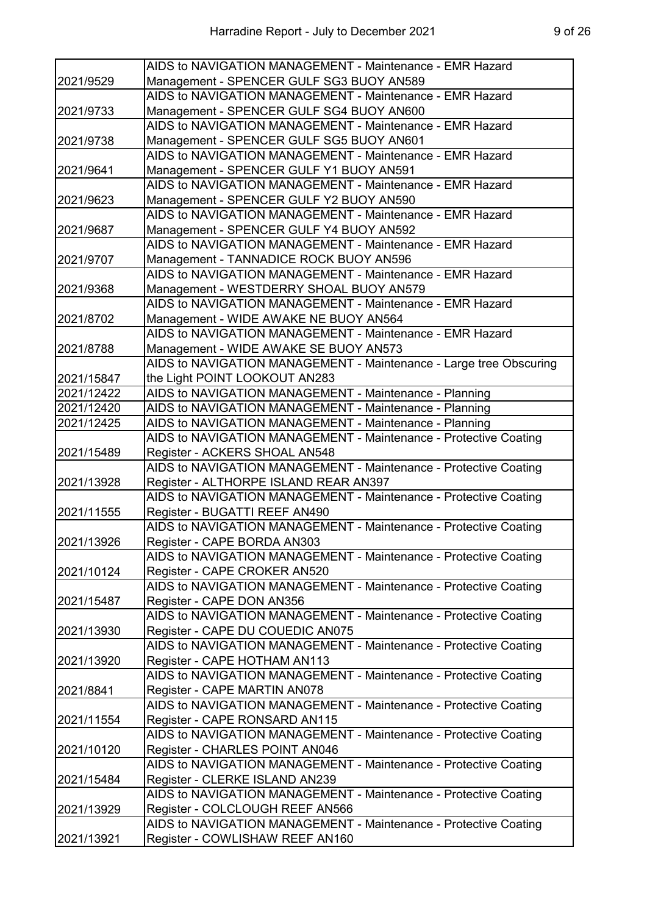| | |
|---|---|
| 2021/9529 | AIDS to NAVIGATION MANAGEMENT - Maintenance - EMR Hazard Management - SPENCER GULF SG3 BUOY AN589 |
| 2021/9733 | AIDS to NAVIGATION MANAGEMENT - Maintenance - EMR Hazard Management - SPENCER GULF SG4 BUOY AN600 |
| 2021/9738 | AIDS to NAVIGATION MANAGEMENT - Maintenance - EMR Hazard Management - SPENCER GULF SG5 BUOY AN601 |
| 2021/9641 | AIDS to NAVIGATION MANAGEMENT - Maintenance - EMR Hazard Management - SPENCER GULF Y1 BUOY AN591 |
| 2021/9623 | AIDS to NAVIGATION MANAGEMENT - Maintenance - EMR Hazard Management - SPENCER GULF Y2 BUOY AN590 |
| 2021/9687 | AIDS to NAVIGATION MANAGEMENT - Maintenance - EMR Hazard Management - SPENCER GULF Y4 BUOY AN592 |
| 2021/9707 | AIDS to NAVIGATION MANAGEMENT - Maintenance - EMR Hazard Management - TANNADICE ROCK BUOY AN596 |
| 2021/9368 | AIDS to NAVIGATION MANAGEMENT - Maintenance - EMR Hazard Management - WESTDERRY SHOAL BUOY AN579 |
| 2021/8702 | AIDS to NAVIGATION MANAGEMENT - Maintenance - EMR Hazard Management - WIDE AWAKE NE BUOY AN564 |
| 2021/8788 | AIDS to NAVIGATION MANAGEMENT - Maintenance - EMR Hazard Management - WIDE AWAKE SE BUOY AN573 |
| 2021/15847 | AIDS to NAVIGATION MANAGEMENT - Maintenance - Large tree Obscuring the Light POINT LOOKOUT AN283 |
| 2021/12422 | AIDS to NAVIGATION MANAGEMENT - Maintenance - Planning |
| 2021/12420 | AIDS to NAVIGATION MANAGEMENT - Maintenance - Planning |
| 2021/12425 | AIDS to NAVIGATION MANAGEMENT - Maintenance - Planning |
| 2021/15489 | AIDS to NAVIGATION MANAGEMENT - Maintenance - Protective Coating Register - ACKERS SHOAL AN548 |
| 2021/13928 | AIDS to NAVIGATION MANAGEMENT - Maintenance - Protective Coating Register - ALTHORPE ISLAND REAR AN397 |
| 2021/11555 | AIDS to NAVIGATION MANAGEMENT - Maintenance - Protective Coating Register - BUGATTI REEF AN490 |
| 2021/13926 | AIDS to NAVIGATION MANAGEMENT - Maintenance - Protective Coating Register - CAPE BORDA AN303 |
| 2021/10124 | AIDS to NAVIGATION MANAGEMENT - Maintenance - Protective Coating Register - CAPE CROKER AN520 |
| 2021/15487 | AIDS to NAVIGATION MANAGEMENT - Maintenance - Protective Coating Register - CAPE DON AN356 |
| 2021/13930 | AIDS to NAVIGATION MANAGEMENT - Maintenance - Protective Coating Register - CAPE DU COUEDIC AN075 |
| 2021/13920 | AIDS to NAVIGATION MANAGEMENT - Maintenance - Protective Coating Register - CAPE HOTHAM AN113 |
| 2021/8841 | AIDS to NAVIGATION MANAGEMENT - Maintenance - Protective Coating Register - CAPE MARTIN AN078 |
| 2021/11554 | AIDS to NAVIGATION MANAGEMENT - Maintenance - Protective Coating Register - CAPE RONSARD AN115 |
| 2021/10120 | AIDS to NAVIGATION MANAGEMENT - Maintenance - Protective Coating Register - CHARLES POINT AN046 |
| 2021/15484 | AIDS to NAVIGATION MANAGEMENT - Maintenance - Protective Coating Register - CLERKE ISLAND AN239 |
| 2021/13929 | AIDS to NAVIGATION MANAGEMENT - Maintenance - Protective Coating Register - COLCLOUGH REEF AN566 |
| 2021/13921 | AIDS to NAVIGATION MANAGEMENT - Maintenance - Protective Coating Register - COWLISHAW REEF AN160 |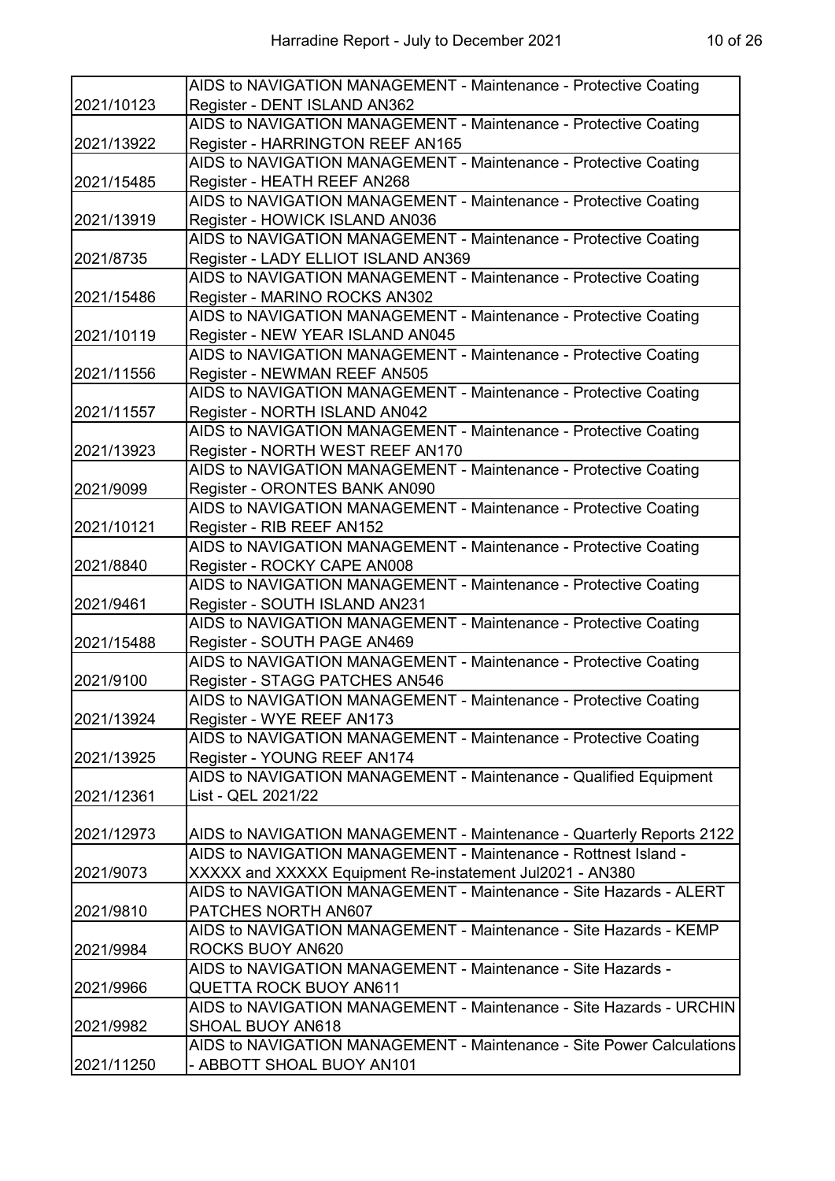| | |
|---|---|
| 2021/10123 | AIDS to NAVIGATION MANAGEMENT - Maintenance - Protective Coating Register - DENT ISLAND AN362 |
| 2021/13922 | AIDS to NAVIGATION MANAGEMENT - Maintenance - Protective Coating Register - HARRINGTON REEF AN165 |
| 2021/15485 | AIDS to NAVIGATION MANAGEMENT - Maintenance - Protective Coating Register - HEATH REEF AN268 |
| 2021/13919 | AIDS to NAVIGATION MANAGEMENT - Maintenance - Protective Coating Register - HOWICK ISLAND AN036 |
| 2021/8735 | AIDS to NAVIGATION MANAGEMENT - Maintenance - Protective Coating Register - LADY ELLIOT ISLAND AN369 |
| 2021/15486 | AIDS to NAVIGATION MANAGEMENT - Maintenance - Protective Coating Register - MARINO ROCKS AN302 |
| 2021/10119 | AIDS to NAVIGATION MANAGEMENT - Maintenance - Protective Coating Register - NEW YEAR ISLAND AN045 |
| 2021/11556 | AIDS to NAVIGATION MANAGEMENT - Maintenance - Protective Coating Register - NEWMAN REEF AN505 |
| 2021/11557 | AIDS to NAVIGATION MANAGEMENT - Maintenance - Protective Coating Register - NORTH ISLAND AN042 |
| 2021/13923 | AIDS to NAVIGATION MANAGEMENT - Maintenance - Protective Coating Register - NORTH WEST REEF AN170 |
| 2021/9099 | AIDS to NAVIGATION MANAGEMENT - Maintenance - Protective Coating Register - ORONTES BANK AN090 |
| 2021/10121 | AIDS to NAVIGATION MANAGEMENT - Maintenance - Protective Coating Register - RIB REEF AN152 |
| 2021/8840 | AIDS to NAVIGATION MANAGEMENT - Maintenance - Protective Coating Register - ROCKY CAPE AN008 |
| 2021/9461 | AIDS to NAVIGATION MANAGEMENT - Maintenance - Protective Coating Register - SOUTH ISLAND AN231 |
| 2021/15488 | AIDS to NAVIGATION MANAGEMENT - Maintenance - Protective Coating Register - SOUTH PAGE AN469 |
| 2021/9100 | AIDS to NAVIGATION MANAGEMENT - Maintenance - Protective Coating Register - STAGG PATCHES AN546 |
| 2021/13924 | AIDS to NAVIGATION MANAGEMENT - Maintenance - Protective Coating Register - WYE REEF AN173 |
| 2021/13925 | AIDS to NAVIGATION MANAGEMENT - Maintenance - Protective Coating Register - YOUNG REEF AN174 |
| 2021/12361 | AIDS to NAVIGATION MANAGEMENT - Maintenance - Qualified Equipment List - QEL 2021/22 |
| 2021/12973 | AIDS to NAVIGATION MANAGEMENT - Maintenance - Quarterly Reports 2122 |
| 2021/9073 | AIDS to NAVIGATION MANAGEMENT - Maintenance - Rottnest Island - XXXXX and XXXXX Equipment Re-instatement Jul2021 - AN380 |
| 2021/9810 | AIDS to NAVIGATION MANAGEMENT - Maintenance - Site Hazards - ALERT PATCHES NORTH AN607 |
| 2021/9984 | AIDS to NAVIGATION MANAGEMENT - Maintenance - Site Hazards - KEMP ROCKS BUOY AN620 |
| 2021/9966 | AIDS to NAVIGATION MANAGEMENT - Maintenance - Site Hazards - QUETTA ROCK BUOY AN611 |
| 2021/9982 | AIDS to NAVIGATION MANAGEMENT - Maintenance - Site Hazards - URCHIN SHOAL BUOY AN618 |
| 2021/11250 | AIDS to NAVIGATION MANAGEMENT - Maintenance - Site Power Calculations - ABBOTT SHOAL BUOY AN101 |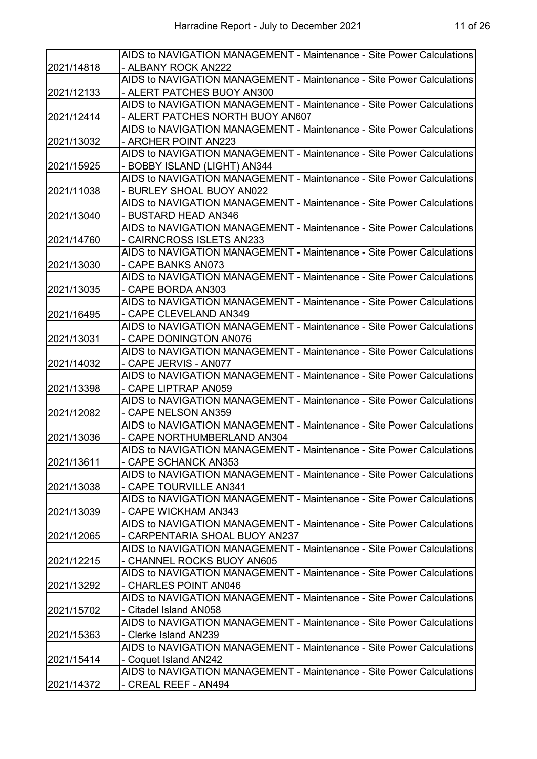| | |
|---|---|
| 2021/14818 | AIDS to NAVIGATION MANAGEMENT - Maintenance - Site Power Calculations - ALBANY ROCK AN222 |
| 2021/12133 | AIDS to NAVIGATION MANAGEMENT - Maintenance - Site Power Calculations - ALERT PATCHES BUOY AN300 |
| 2021/12414 | AIDS to NAVIGATION MANAGEMENT - Maintenance - Site Power Calculations - ALERT PATCHES NORTH BUOY AN607 |
| 2021/13032 | AIDS to NAVIGATION MANAGEMENT - Maintenance - Site Power Calculations - ARCHER POINT AN223 |
| 2021/15925 | AIDS to NAVIGATION MANAGEMENT - Maintenance - Site Power Calculations - BOBBY ISLAND (LIGHT) AN344 |
| 2021/11038 | AIDS to NAVIGATION MANAGEMENT - Maintenance - Site Power Calculations - BURLEY SHOAL BUOY AN022 |
| 2021/13040 | AIDS to NAVIGATION MANAGEMENT - Maintenance - Site Power Calculations - BUSTARD HEAD AN346 |
| 2021/14760 | AIDS to NAVIGATION MANAGEMENT - Maintenance - Site Power Calculations - CAIRNCROSS ISLETS AN233 |
| 2021/13030 | AIDS to NAVIGATION MANAGEMENT - Maintenance - Site Power Calculations - CAPE BANKS AN073 |
| 2021/13035 | AIDS to NAVIGATION MANAGEMENT - Maintenance - Site Power Calculations - CAPE BORDA AN303 |
| 2021/16495 | AIDS to NAVIGATION MANAGEMENT - Maintenance - Site Power Calculations - CAPE CLEVELAND AN349 |
| 2021/13031 | AIDS to NAVIGATION MANAGEMENT - Maintenance - Site Power Calculations - CAPE DONINGTON AN076 |
| 2021/14032 | AIDS to NAVIGATION MANAGEMENT - Maintenance - Site Power Calculations - CAPE JERVIS - AN077 |
| 2021/13398 | AIDS to NAVIGATION MANAGEMENT - Maintenance - Site Power Calculations - CAPE LIPTRAP AN059 |
| 2021/12082 | AIDS to NAVIGATION MANAGEMENT - Maintenance - Site Power Calculations - CAPE NELSON AN359 |
| 2021/13036 | AIDS to NAVIGATION MANAGEMENT - Maintenance - Site Power Calculations - CAPE NORTHUMBERLAND AN304 |
| 2021/13611 | AIDS to NAVIGATION MANAGEMENT - Maintenance - Site Power Calculations - CAPE SCHANCK AN353 |
| 2021/13038 | AIDS to NAVIGATION MANAGEMENT - Maintenance - Site Power Calculations - CAPE TOURVILLE AN341 |
| 2021/13039 | AIDS to NAVIGATION MANAGEMENT - Maintenance - Site Power Calculations - CAPE WICKHAM AN343 |
| 2021/12065 | AIDS to NAVIGATION MANAGEMENT - Maintenance - Site Power Calculations - CARPENTARIA SHOAL BUOY AN237 |
| 2021/12215 | AIDS to NAVIGATION MANAGEMENT - Maintenance - Site Power Calculations - CHANNEL ROCKS BUOY AN605 |
| 2021/13292 | AIDS to NAVIGATION MANAGEMENT - Maintenance - Site Power Calculations - CHARLES POINT AN046 |
| 2021/15702 | AIDS to NAVIGATION MANAGEMENT - Maintenance - Site Power Calculations - Citadel Island AN058 |
| 2021/15363 | AIDS to NAVIGATION MANAGEMENT - Maintenance - Site Power Calculations - Clerke Island AN239 |
| 2021/15414 | AIDS to NAVIGATION MANAGEMENT - Maintenance - Site Power Calculations - Coquet Island AN242 |
| 2021/14372 | AIDS to NAVIGATION MANAGEMENT - Maintenance - Site Power Calculations - CREAL REEF - AN494 |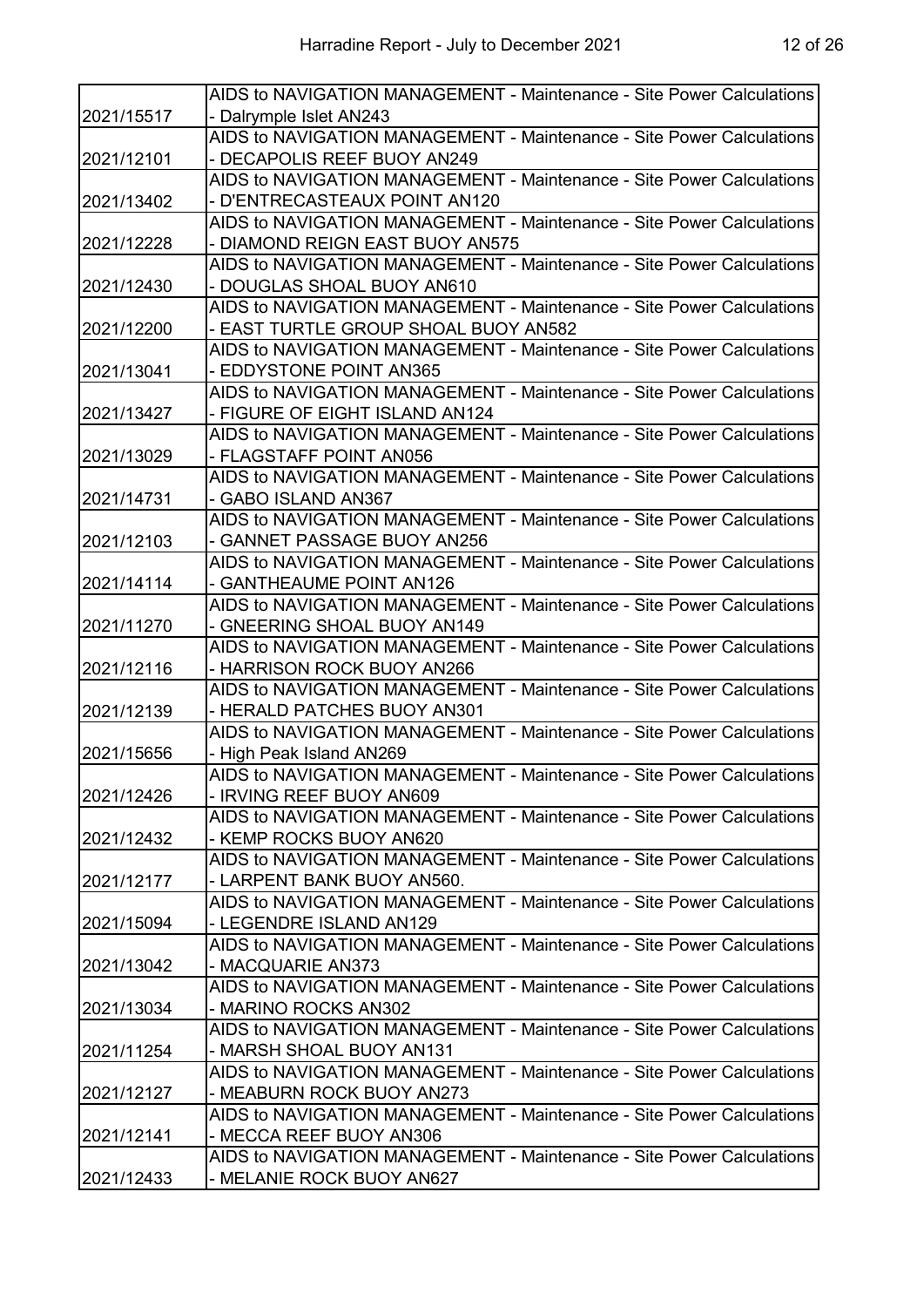| | |
|---|---|
| 2021/15517 | AIDS to NAVIGATION MANAGEMENT - Maintenance - Site Power Calculations - Dalrymple Islet AN243 |
| 2021/12101 | AIDS to NAVIGATION MANAGEMENT - Maintenance - Site Power Calculations - DECAPOLIS REEF BUOY AN249 |
| 2021/13402 | AIDS to NAVIGATION MANAGEMENT - Maintenance - Site Power Calculations - D'ENTRECASTEAUX POINT AN120 |
| 2021/12228 | AIDS to NAVIGATION MANAGEMENT - Maintenance - Site Power Calculations - DIAMOND REIGN EAST BUOY AN575 |
| 2021/12430 | AIDS to NAVIGATION MANAGEMENT - Maintenance - Site Power Calculations - DOUGLAS SHOAL BUOY AN610 |
| 2021/12200 | AIDS to NAVIGATION MANAGEMENT - Maintenance - Site Power Calculations - EAST TURTLE GROUP SHOAL BUOY AN582 |
| 2021/13041 | AIDS to NAVIGATION MANAGEMENT - Maintenance - Site Power Calculations - EDDYSTONE POINT AN365 |
| 2021/13427 | AIDS to NAVIGATION MANAGEMENT - Maintenance - Site Power Calculations - FIGURE OF EIGHT ISLAND AN124 |
| 2021/13029 | AIDS to NAVIGATION MANAGEMENT - Maintenance - Site Power Calculations - FLAGSTAFF POINT AN056 |
| 2021/14731 | AIDS to NAVIGATION MANAGEMENT - Maintenance - Site Power Calculations - GABO ISLAND AN367 |
| 2021/12103 | AIDS to NAVIGATION MANAGEMENT - Maintenance - Site Power Calculations - GANNET PASSAGE BUOY AN256 |
| 2021/14114 | AIDS to NAVIGATION MANAGEMENT - Maintenance - Site Power Calculations - GANTHEAUME POINT AN126 |
| 2021/11270 | AIDS to NAVIGATION MANAGEMENT - Maintenance - Site Power Calculations - GNEERING SHOAL BUOY AN149 |
| 2021/12116 | AIDS to NAVIGATION MANAGEMENT - Maintenance - Site Power Calculations - HARRISON ROCK BUOY AN266 |
| 2021/12139 | AIDS to NAVIGATION MANAGEMENT - Maintenance - Site Power Calculations - HERALD PATCHES BUOY AN301 |
| 2021/15656 | AIDS to NAVIGATION MANAGEMENT - Maintenance - Site Power Calculations - High Peak Island AN269 |
| 2021/12426 | AIDS to NAVIGATION MANAGEMENT - Maintenance - Site Power Calculations - IRVING REEF BUOY AN609 |
| 2021/12432 | AIDS to NAVIGATION MANAGEMENT - Maintenance - Site Power Calculations - KEMP ROCKS BUOY AN620 |
| 2021/12177 | AIDS to NAVIGATION MANAGEMENT - Maintenance - Site Power Calculations - LARPENT BANK BUOY AN560. |
| 2021/15094 | AIDS to NAVIGATION MANAGEMENT - Maintenance - Site Power Calculations - LEGENDRE ISLAND AN129 |
| 2021/13042 | AIDS to NAVIGATION MANAGEMENT - Maintenance - Site Power Calculations - MACQUARIE AN373 |
| 2021/13034 | AIDS to NAVIGATION MANAGEMENT - Maintenance - Site Power Calculations - MARINO ROCKS AN302 |
| 2021/11254 | AIDS to NAVIGATION MANAGEMENT - Maintenance - Site Power Calculations - MARSH SHOAL BUOY AN131 |
| 2021/12127 | AIDS to NAVIGATION MANAGEMENT - Maintenance - Site Power Calculations - MEABURN ROCK BUOY AN273 |
| 2021/12141 | AIDS to NAVIGATION MANAGEMENT - Maintenance - Site Power Calculations - MECCA REEF BUOY AN306 |
| 2021/12433 | AIDS to NAVIGATION MANAGEMENT - Maintenance - Site Power Calculations - MELANIE ROCK BUOY AN627 |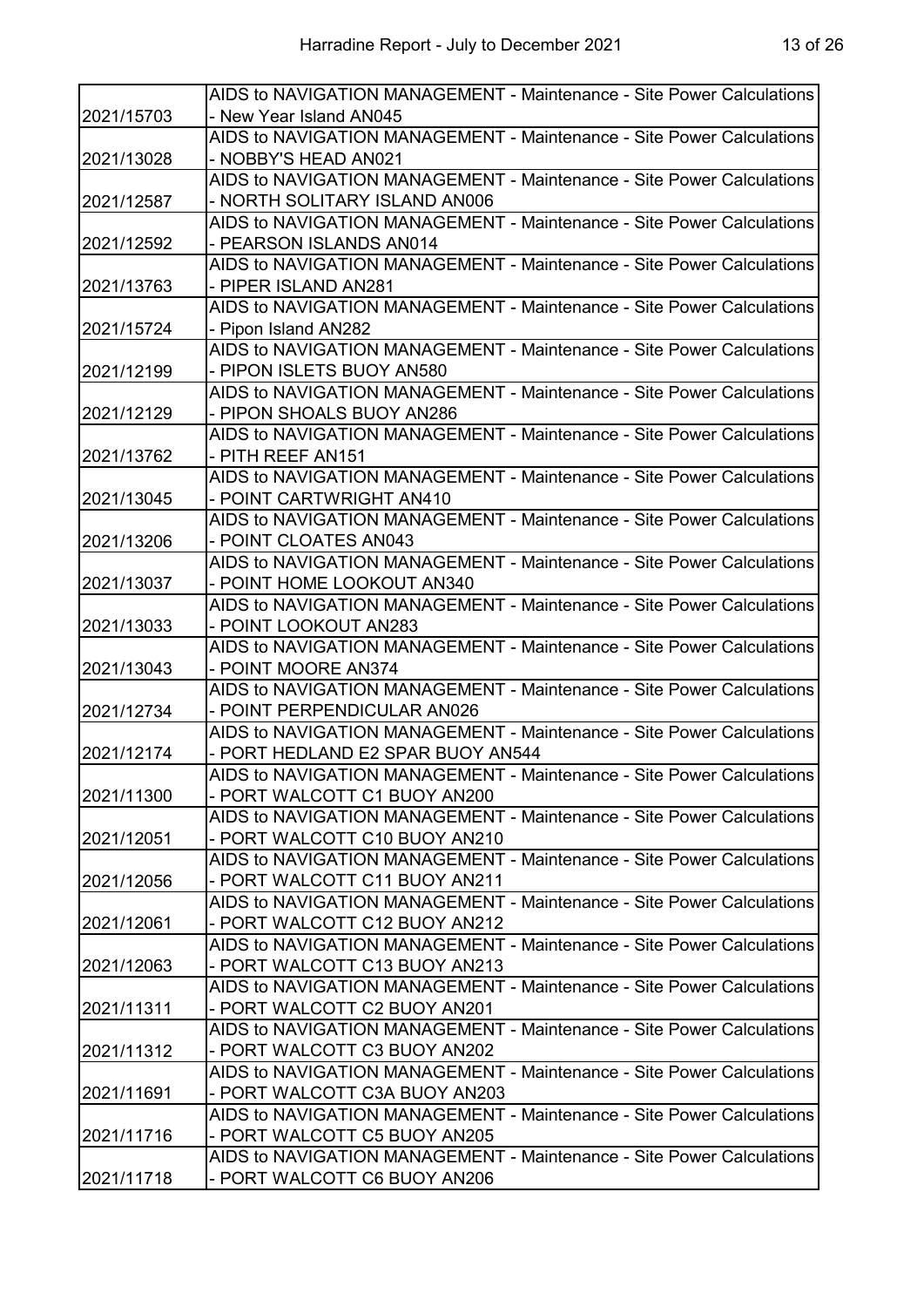| | |
|---|---|
| 2021/15703 | AIDS to NAVIGATION MANAGEMENT - Maintenance - Site Power Calculations - New Year Island AN045 |
| 2021/13028 | AIDS to NAVIGATION MANAGEMENT - Maintenance - Site Power Calculations - NOBBY'S HEAD AN021 |
| 2021/12587 | AIDS to NAVIGATION MANAGEMENT - Maintenance - Site Power Calculations - NORTH SOLITARY ISLAND AN006 |
| 2021/12592 | AIDS to NAVIGATION MANAGEMENT - Maintenance - Site Power Calculations - PEARSON ISLANDS AN014 |
| 2021/13763 | AIDS to NAVIGATION MANAGEMENT - Maintenance - Site Power Calculations - PIPER ISLAND AN281 |
| 2021/15724 | AIDS to NAVIGATION MANAGEMENT - Maintenance - Site Power Calculations - Pipon Island AN282 |
| 2021/12199 | AIDS to NAVIGATION MANAGEMENT - Maintenance - Site Power Calculations - PIPON ISLETS BUOY AN580 |
| 2021/12129 | AIDS to NAVIGATION MANAGEMENT - Maintenance - Site Power Calculations - PIPON SHOALS BUOY AN286 |
| 2021/13762 | AIDS to NAVIGATION MANAGEMENT - Maintenance - Site Power Calculations - PITH REEF AN151 |
| 2021/13045 | AIDS to NAVIGATION MANAGEMENT - Maintenance - Site Power Calculations - POINT CARTWRIGHT AN410 |
| 2021/13206 | AIDS to NAVIGATION MANAGEMENT - Maintenance - Site Power Calculations - POINT CLOATES AN043 |
| 2021/13037 | AIDS to NAVIGATION MANAGEMENT - Maintenance - Site Power Calculations - POINT HOME LOOKOUT AN340 |
| 2021/13033 | AIDS to NAVIGATION MANAGEMENT - Maintenance - Site Power Calculations - POINT LOOKOUT AN283 |
| 2021/13043 | AIDS to NAVIGATION MANAGEMENT - Maintenance - Site Power Calculations - POINT MOORE AN374 |
| 2021/12734 | AIDS to NAVIGATION MANAGEMENT - Maintenance - Site Power Calculations - POINT PERPENDICULAR AN026 |
| 2021/12174 | AIDS to NAVIGATION MANAGEMENT - Maintenance - Site Power Calculations - PORT HEDLAND E2 SPAR BUOY AN544 |
| 2021/11300 | AIDS to NAVIGATION MANAGEMENT - Maintenance - Site Power Calculations - PORT WALCOTT C1 BUOY AN200 |
| 2021/12051 | AIDS to NAVIGATION MANAGEMENT - Maintenance - Site Power Calculations - PORT WALCOTT C10 BUOY AN210 |
| 2021/12056 | AIDS to NAVIGATION MANAGEMENT - Maintenance - Site Power Calculations - PORT WALCOTT C11 BUOY AN211 |
| 2021/12061 | AIDS to NAVIGATION MANAGEMENT - Maintenance - Site Power Calculations - PORT WALCOTT C12 BUOY AN212 |
| 2021/12063 | AIDS to NAVIGATION MANAGEMENT - Maintenance - Site Power Calculations - PORT WALCOTT C13 BUOY AN213 |
| 2021/11311 | AIDS to NAVIGATION MANAGEMENT - Maintenance - Site Power Calculations - PORT WALCOTT C2 BUOY AN201 |
| 2021/11312 | AIDS to NAVIGATION MANAGEMENT - Maintenance - Site Power Calculations - PORT WALCOTT C3 BUOY AN202 |
| 2021/11691 | AIDS to NAVIGATION MANAGEMENT - Maintenance - Site Power Calculations - PORT WALCOTT C3A BUOY AN203 |
| 2021/11716 | AIDS to NAVIGATION MANAGEMENT - Maintenance - Site Power Calculations - PORT WALCOTT C5 BUOY AN205 |
| 2021/11718 | AIDS to NAVIGATION MANAGEMENT - Maintenance - Site Power Calculations - PORT WALCOTT C6 BUOY AN206 |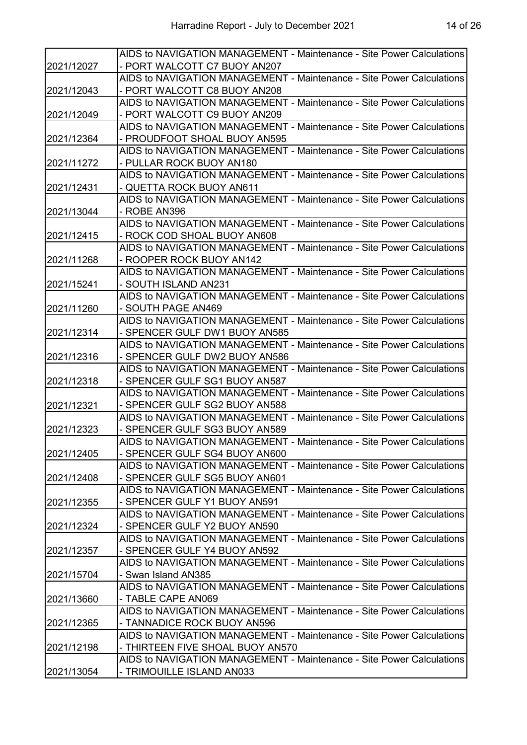| | |
|---|---|
| 2021/12027 | AIDS to NAVIGATION MANAGEMENT - Maintenance - Site Power Calculations - PORT WALCOTT C7 BUOY AN207 |
| 2021/12043 | AIDS to NAVIGATION MANAGEMENT - Maintenance - Site Power Calculations - PORT WALCOTT C8 BUOY AN208 |
| 2021/12049 | AIDS to NAVIGATION MANAGEMENT - Maintenance - Site Power Calculations - PORT WALCOTT C9 BUOY AN209 |
| 2021/12364 | AIDS to NAVIGATION MANAGEMENT - Maintenance - Site Power Calculations - PROUDFOOT SHOAL BUOY AN595 |
| 2021/11272 | AIDS to NAVIGATION MANAGEMENT - Maintenance - Site Power Calculations - PULLAR ROCK BUOY AN180 |
| 2021/12431 | AIDS to NAVIGATION MANAGEMENT - Maintenance - Site Power Calculations - QUETTA ROCK BUOY AN611 |
| 2021/13044 | AIDS to NAVIGATION MANAGEMENT - Maintenance - Site Power Calculations - ROBE AN396 |
| 2021/12415 | AIDS to NAVIGATION MANAGEMENT - Maintenance - Site Power Calculations - ROCK COD SHOAL BUOY AN608 |
| 2021/11268 | AIDS to NAVIGATION MANAGEMENT - Maintenance - Site Power Calculations - ROOPER ROCK BUOY AN142 |
| 2021/15241 | AIDS to NAVIGATION MANAGEMENT - Maintenance - Site Power Calculations - SOUTH ISLAND AN231 |
| 2021/11260 | AIDS to NAVIGATION MANAGEMENT - Maintenance - Site Power Calculations - SOUTH PAGE AN469 |
| 2021/12314 | AIDS to NAVIGATION MANAGEMENT - Maintenance - Site Power Calculations - SPENCER GULF DW1 BUOY AN585 |
| 2021/12316 | AIDS to NAVIGATION MANAGEMENT - Maintenance - Site Power Calculations - SPENCER GULF DW2 BUOY AN586 |
| 2021/12318 | AIDS to NAVIGATION MANAGEMENT - Maintenance - Site Power Calculations - SPENCER GULF SG1 BUOY AN587 |
| 2021/12321 | AIDS to NAVIGATION MANAGEMENT - Maintenance - Site Power Calculations - SPENCER GULF SG2 BUOY AN588 |
| 2021/12323 | AIDS to NAVIGATION MANAGEMENT - Maintenance - Site Power Calculations - SPENCER GULF SG3 BUOY AN589 |
| 2021/12405 | AIDS to NAVIGATION MANAGEMENT - Maintenance - Site Power Calculations - SPENCER GULF SG4 BUOY AN600 |
| 2021/12408 | AIDS to NAVIGATION MANAGEMENT - Maintenance - Site Power Calculations - SPENCER GULF SG5 BUOY AN601 |
| 2021/12355 | AIDS to NAVIGATION MANAGEMENT - Maintenance - Site Power Calculations - SPENCER GULF Y1 BUOY AN591 |
| 2021/12324 | AIDS to NAVIGATION MANAGEMENT - Maintenance - Site Power Calculations - SPENCER GULF Y2 BUOY AN590 |
| 2021/12357 | AIDS to NAVIGATION MANAGEMENT - Maintenance - Site Power Calculations - SPENCER GULF Y4 BUOY AN592 |
| 2021/15704 | AIDS to NAVIGATION MANAGEMENT - Maintenance - Site Power Calculations - Swan Island AN385 |
| 2021/13660 | AIDS to NAVIGATION MANAGEMENT - Maintenance - Site Power Calculations - TABLE CAPE AN069 |
| 2021/12365 | AIDS to NAVIGATION MANAGEMENT - Maintenance - Site Power Calculations - TANNADICE ROCK BUOY AN596 |
| 2021/12198 | AIDS to NAVIGATION MANAGEMENT - Maintenance - Site Power Calculations - THIRTEEN FIVE SHOAL BUOY AN570 |
| 2021/13054 | AIDS to NAVIGATION MANAGEMENT - Maintenance - Site Power Calculations - TRIMOUILLE ISLAND AN033 |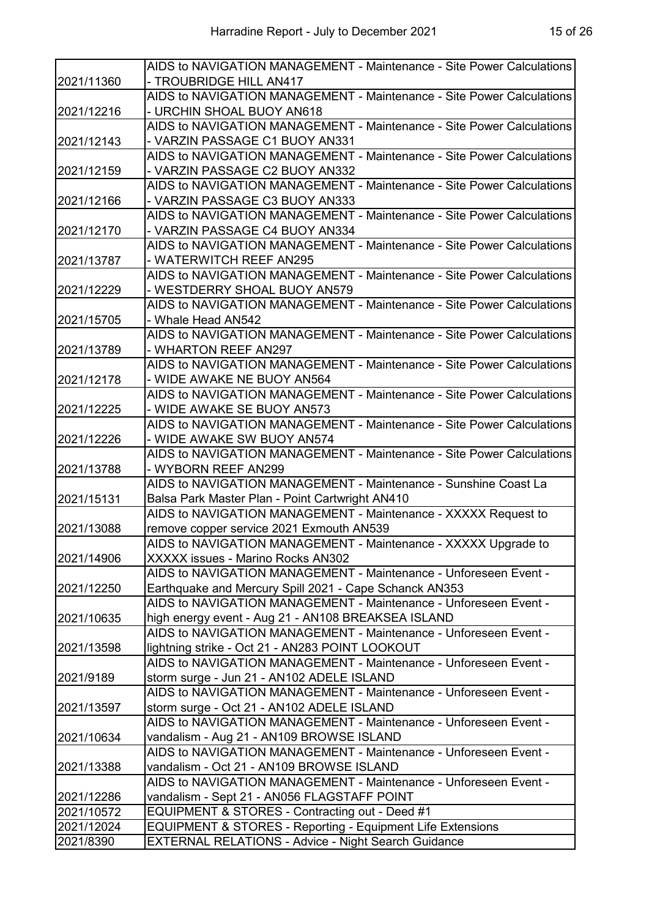| | |
|---|---|
| 2021/11360 | AIDS to NAVIGATION MANAGEMENT - Maintenance - Site Power Calculations - TROUBRIDGE HILL AN417 |
| 2021/12216 | AIDS to NAVIGATION MANAGEMENT - Maintenance - Site Power Calculations - URCHIN SHOAL BUOY AN618 |
| 2021/12143 | AIDS to NAVIGATION MANAGEMENT - Maintenance - Site Power Calculations - VARZIN PASSAGE C1 BUOY AN331 |
| 2021/12159 | AIDS to NAVIGATION MANAGEMENT - Maintenance - Site Power Calculations - VARZIN PASSAGE C2 BUOY AN332 |
| 2021/12166 | AIDS to NAVIGATION MANAGEMENT - Maintenance - Site Power Calculations - VARZIN PASSAGE C3 BUOY AN333 |
| 2021/12170 | AIDS to NAVIGATION MANAGEMENT - Maintenance - Site Power Calculations - VARZIN PASSAGE C4 BUOY AN334 |
| 2021/13787 | AIDS to NAVIGATION MANAGEMENT - Maintenance - Site Power Calculations - WATERWITCH REEF AN295 |
| 2021/12229 | AIDS to NAVIGATION MANAGEMENT - Maintenance - Site Power Calculations - WESTDERRY SHOAL BUOY AN579 |
| 2021/15705 | AIDS to NAVIGATION MANAGEMENT - Maintenance - Site Power Calculations - Whale Head AN542 |
| 2021/13789 | AIDS to NAVIGATION MANAGEMENT - Maintenance - Site Power Calculations - WHARTON REEF AN297 |
| 2021/12178 | AIDS to NAVIGATION MANAGEMENT - Maintenance - Site Power Calculations - WIDE AWAKE NE BUOY AN564 |
| 2021/12225 | AIDS to NAVIGATION MANAGEMENT - Maintenance - Site Power Calculations - WIDE AWAKE SE BUOY AN573 |
| 2021/12226 | AIDS to NAVIGATION MANAGEMENT - Maintenance - Site Power Calculations - WIDE AWAKE SW BUOY AN574 |
| 2021/13788 | AIDS to NAVIGATION MANAGEMENT - Maintenance - Site Power Calculations - WYBORN REEF AN299 |
| 2021/15131 | AIDS to NAVIGATION MANAGEMENT - Maintenance - Sunshine Coast La Balsa Park Master Plan - Point Cartwright AN410 |
| 2021/13088 | AIDS to NAVIGATION MANAGEMENT - Maintenance - XXXXX Request to remove copper service 2021 Exmouth AN539 |
| 2021/14906 | AIDS to NAVIGATION MANAGEMENT - Maintenance - XXXXX Upgrade to XXXXX issues - Marino Rocks AN302 |
| 2021/12250 | AIDS to NAVIGATION MANAGEMENT - Maintenance - Unforeseen Event - Earthquake and Mercury Spill 2021 - Cape Schanck AN353 |
| 2021/10635 | AIDS to NAVIGATION MANAGEMENT - Maintenance - Unforeseen Event - high energy event - Aug 21 - AN108 BREAKSEA ISLAND |
| 2021/13598 | AIDS to NAVIGATION MANAGEMENT - Maintenance - Unforeseen Event - lightning strike - Oct 21 - AN283 POINT LOOKOUT |
| 2021/9189 | AIDS to NAVIGATION MANAGEMENT - Maintenance - Unforeseen Event - storm surge - Jun 21 - AN102 ADELE ISLAND |
| 2021/13597 | AIDS to NAVIGATION MANAGEMENT - Maintenance - Unforeseen Event - storm surge - Oct 21 - AN102 ADELE ISLAND |
| 2021/10634 | AIDS to NAVIGATION MANAGEMENT - Maintenance - Unforeseen Event - vandalism - Aug 21 - AN109 BROWSE ISLAND |
| 2021/13388 | AIDS to NAVIGATION MANAGEMENT - Maintenance - Unforeseen Event - vandalism - Oct 21 - AN109 BROWSE ISLAND |
| 2021/12286 | AIDS to NAVIGATION MANAGEMENT - Maintenance - Unforeseen Event - vandalism - Sept 21 - AN056 FLAGSTAFF POINT |
| 2021/10572 | EQUIPMENT & STORES - Contracting out - Deed #1 |
| 2021/12024 | EQUIPMENT & STORES - Reporting - Equipment Life Extensions |
| 2021/8390 | EXTERNAL RELATIONS - Advice - Night Search Guidance |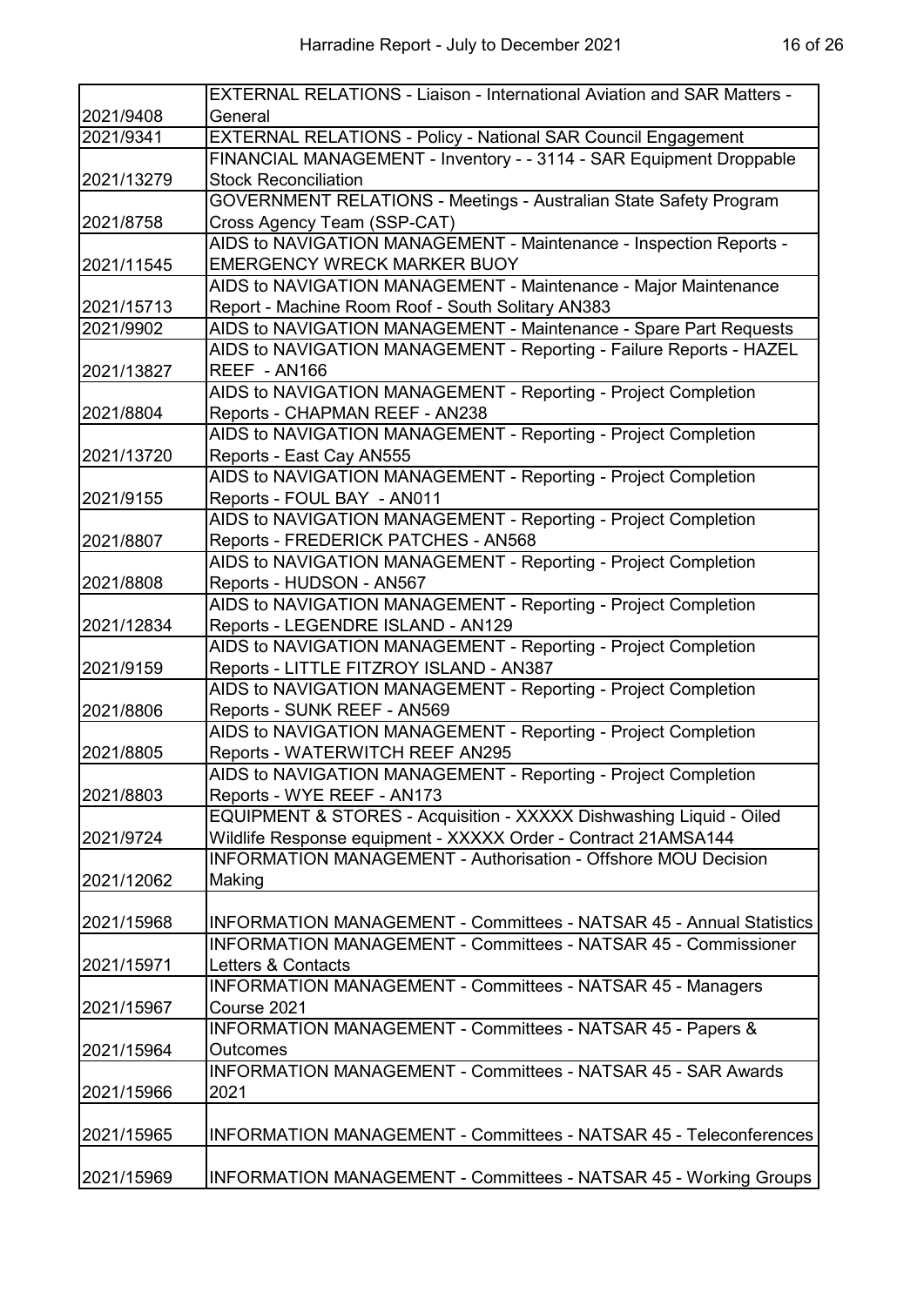| | |
|---|---|
| 2021/9408 | EXTERNAL RELATIONS - Liaison - International Aviation and SAR Matters - General |
| 2021/9341 | EXTERNAL RELATIONS - Policy - National SAR Council Engagement |
| 2021/13279 | FINANCIAL MANAGEMENT - Inventory - - 3114 - SAR Equipment Droppable Stock Reconciliation |
| 2021/8758 | GOVERNMENT RELATIONS - Meetings - Australian State Safety Program Cross Agency Team (SSP-CAT) |
| 2021/11545 | AIDS to NAVIGATION MANAGEMENT - Maintenance - Inspection Reports - EMERGENCY WRECK MARKER BUOY |
| 2021/15713 | AIDS to NAVIGATION MANAGEMENT - Maintenance - Major Maintenance Report - Machine Room Roof - South Solitary AN383 |
| 2021/9902 | AIDS to NAVIGATION MANAGEMENT - Maintenance - Spare Part Requests |
| 2021/13827 | AIDS to NAVIGATION MANAGEMENT - Reporting - Failure Reports - HAZEL REEF - AN166 |
| 2021/8804 | AIDS to NAVIGATION MANAGEMENT - Reporting - Project Completion Reports - CHAPMAN REEF - AN238 |
| 2021/13720 | AIDS to NAVIGATION MANAGEMENT - Reporting - Project Completion Reports - East Cay AN555 |
| 2021/9155 | AIDS to NAVIGATION MANAGEMENT - Reporting - Project Completion Reports - FOUL BAY - AN011 |
| 2021/8807 | AIDS to NAVIGATION MANAGEMENT - Reporting - Project Completion Reports - FREDERICK PATCHES - AN568 |
| 2021/8808 | AIDS to NAVIGATION MANAGEMENT - Reporting - Project Completion Reports - HUDSON - AN567 |
| 2021/12834 | AIDS to NAVIGATION MANAGEMENT - Reporting - Project Completion Reports - LEGENDRE ISLAND - AN129 |
| 2021/9159 | AIDS to NAVIGATION MANAGEMENT - Reporting - Project Completion Reports - LITTLE FITZROY ISLAND - AN387 |
| 2021/8806 | AIDS to NAVIGATION MANAGEMENT - Reporting - Project Completion Reports - SUNK REEF - AN569 |
| 2021/8805 | AIDS to NAVIGATION MANAGEMENT - Reporting - Project Completion Reports - WATERWITCH REEF AN295 |
| 2021/8803 | AIDS to NAVIGATION MANAGEMENT - Reporting - Project Completion Reports - WYE REEF - AN173 |
| 2021/9724 | EQUIPMENT & STORES - Acquisition - XXXXX Dishwashing Liquid - Oiled Wildlife Response equipment - XXXXX Order - Contract 21AMSA144 |
| 2021/12062 | INFORMATION MANAGEMENT - Authorisation - Offshore MOU Decision Making |
| 2021/15968 | INFORMATION MANAGEMENT - Committees - NATSAR 45 - Annual Statistics |
| 2021/15971 | INFORMATION MANAGEMENT - Committees - NATSAR 45 - Commissioner Letters & Contacts |
| 2021/15967 | INFORMATION MANAGEMENT - Committees - NATSAR 45 - Managers Course 2021 |
| 2021/15964 | INFORMATION MANAGEMENT - Committees - NATSAR 45 - Papers & Outcomes |
| 2021/15966 | INFORMATION MANAGEMENT - Committees - NATSAR 45 - SAR Awards 2021 |
| 2021/15965 | INFORMATION MANAGEMENT - Committees - NATSAR 45 - Teleconferences |
| 2021/15969 | INFORMATION MANAGEMENT - Committees - NATSAR 45 - Working Groups |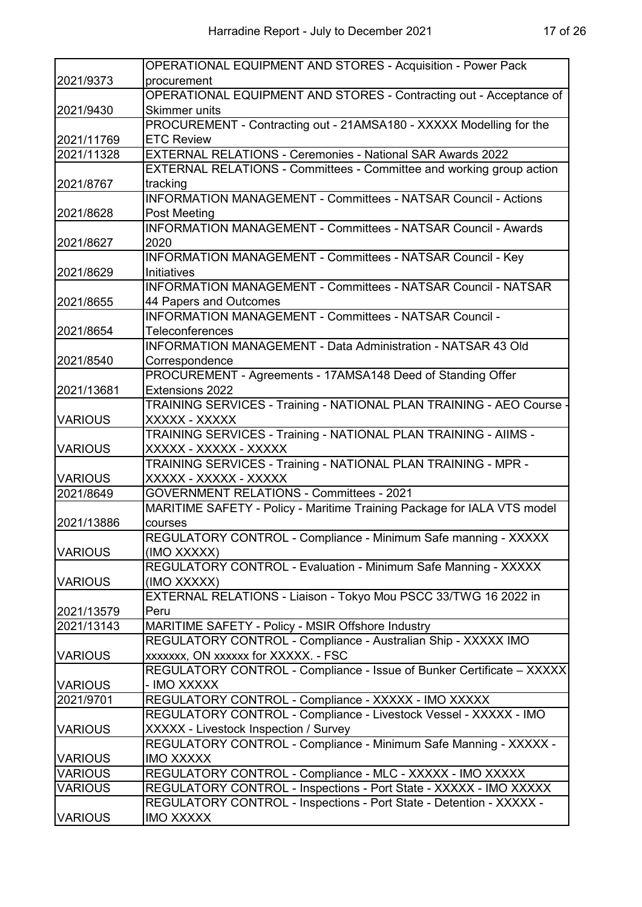| | |
|---|---|
| 2021/9373 | OPERATIONAL EQUIPMENT AND STORES - Acquisition - Power Pack procurement |
| 2021/9430 | OPERATIONAL EQUIPMENT AND STORES - Contracting out - Acceptance of Skimmer units |
| 2021/11769 | PROCUREMENT - Contracting out - 21AMSA180 - XXXXX Modelling for the ETC Review |
| 2021/11328 | EXTERNAL RELATIONS - Ceremonies - National SAR Awards 2022 |
| 2021/8767 | EXTERNAL RELATIONS - Committees - Committee and working group action tracking |
| 2021/8628 | INFORMATION MANAGEMENT - Committees - NATSAR Council - Actions Post Meeting |
| 2021/8627 | INFORMATION MANAGEMENT - Committees - NATSAR Council - Awards 2020 |
| 2021/8629 | INFORMATION MANAGEMENT - Committees - NATSAR Council - Key Initiatives |
| 2021/8655 | INFORMATION MANAGEMENT - Committees - NATSAR Council - NATSAR 44 Papers and Outcomes |
| 2021/8654 | INFORMATION MANAGEMENT - Committees - NATSAR Council - Teleconferences |
| 2021/8540 | INFORMATION MANAGEMENT - Data Administration - NATSAR 43 Old Correspondence |
| 2021/13681 | PROCUREMENT - Agreements - 17AMSA148 Deed of Standing Offer Extensions 2022 |
| VARIOUS | TRAINING SERVICES - Training - NATIONAL PLAN TRAINING - AEO Course - XXXXX - XXXXX |
| VARIOUS | TRAINING SERVICES - Training - NATIONAL PLAN TRAINING - AIIMS - XXXXX - XXXXX - XXXXX |
| VARIOUS | TRAINING SERVICES - Training - NATIONAL PLAN TRAINING - MPR - XXXXX - XXXXX - XXXXX |
| 2021/8649 | GOVERNMENT RELATIONS - Committees - 2021 |
| 2021/13886 | MARITIME SAFETY - Policy - Maritime Training Package for IALA VTS model courses |
| VARIOUS | REGULATORY CONTROL - Compliance - Minimum Safe manning - XXXXX (IMO XXXXX) |
| VARIOUS | REGULATORY CONTROL - Evaluation - Minimum Safe Manning - XXXXX (IMO XXXXX) |
| 2021/13579 | EXTERNAL RELATIONS - Liaison - Tokyo Mou PSCC 33/TWG 16 2022 in Peru |
| 2021/13143 | MARITIME SAFETY - Policy - MSIR Offshore Industry |
| VARIOUS | REGULATORY CONTROL - Compliance - Australian Ship - XXXXX IMO xxxxxxx, ON xxxxxx for XXXXX. - FSC |
| VARIOUS | REGULATORY CONTROL - Compliance - Issue of Bunker Certificate – XXXXX - IMO XXXXX |
| 2021/9701 | REGULATORY CONTROL - Compliance - XXXXX - IMO XXXXX |
| VARIOUS | REGULATORY CONTROL - Compliance - Livestock Vessel - XXXXX - IMO XXXXX - Livestock Inspection / Survey |
| VARIOUS | REGULATORY CONTROL - Compliance - Minimum Safe Manning - XXXXX - IMO XXXXX |
| VARIOUS | REGULATORY CONTROL - Compliance - MLC - XXXXX - IMO XXXXX |
| VARIOUS | REGULATORY CONTROL - Inspections - Port State - XXXXX - IMO XXXXX |
| VARIOUS | REGULATORY CONTROL - Inspections - Port State - Detention - XXXXX - IMO XXXXX |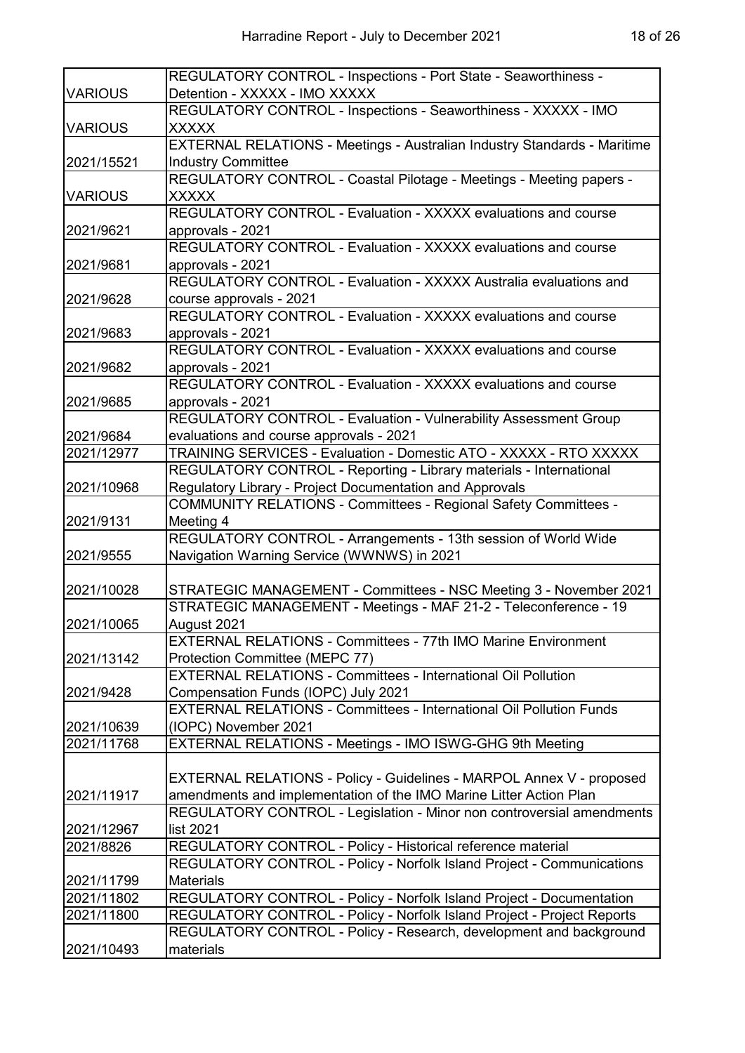| | |
|---|---|
| VARIOUS | REGULATORY CONTROL - Inspections - Port State - Seaworthiness - Detention - XXXXX - IMO XXXXX |
| VARIOUS | REGULATORY CONTROL - Inspections - Seaworthiness - XXXXX - IMO XXXXX |
| 2021/15521 | EXTERNAL RELATIONS - Meetings - Australian Industry Standards - Maritime Industry Committee |
| VARIOUS | REGULATORY CONTROL - Coastal Pilotage - Meetings - Meeting papers - XXXXX |
| 2021/9621 | REGULATORY CONTROL - Evaluation - XXXXX evaluations and course approvals - 2021 |
| 2021/9681 | REGULATORY CONTROL - Evaluation - XXXXX evaluations and course approvals - 2021 |
| 2021/9628 | REGULATORY CONTROL - Evaluation - XXXXX Australia evaluations and course approvals - 2021 |
| 2021/9683 | REGULATORY CONTROL - Evaluation - XXXXX evaluations and course approvals - 2021 |
| 2021/9682 | REGULATORY CONTROL - Evaluation - XXXXX evaluations and course approvals - 2021 |
| 2021/9685 | REGULATORY CONTROL - Evaluation - XXXXX evaluations and course approvals - 2021 |
| 2021/9684 | REGULATORY CONTROL - Evaluation - Vulnerability Assessment Group evaluations and course approvals - 2021 |
| 2021/12977 | TRAINING SERVICES - Evaluation - Domestic ATO - XXXXX - RTO XXXXX |
| 2021/10968 | REGULATORY CONTROL - Reporting - Library materials - International Regulatory Library - Project Documentation and Approvals |
| 2021/9131 | COMMUNITY RELATIONS - Committees - Regional Safety Committees - Meeting 4 |
| 2021/9555 | REGULATORY CONTROL - Arrangements - 13th session of World Wide Navigation Warning Service (WWNWS) in 2021 |
| 2021/10028 | STRATEGIC MANAGEMENT - Committees - NSC Meeting 3 - November 2021 |
| 2021/10065 | STRATEGIC MANAGEMENT - Meetings - MAF 21-2 - Teleconference - 19 August 2021 |
| 2021/13142 | EXTERNAL RELATIONS - Committees - 77th IMO Marine Environment Protection Committee (MEPC 77) |
| 2021/9428 | EXTERNAL RELATIONS - Committees - International Oil Pollution Compensation Funds (IOPC) July 2021 |
| 2021/10639 | EXTERNAL RELATIONS - Committees - International Oil Pollution Funds (IOPC) November 2021 |
| 2021/11768 | EXTERNAL RELATIONS - Meetings - IMO ISWG-GHG 9th Meeting |
| 2021/11917 | EXTERNAL RELATIONS - Policy - Guidelines - MARPOL Annex V - proposed amendments and implementation of the IMO Marine Litter Action Plan |
| 2021/12967 | REGULATORY CONTROL - Legislation - Minor non controversial amendments list 2021 |
| 2021/8826 | REGULATORY CONTROL - Policy - Historical reference material |
| 2021/11799 | REGULATORY CONTROL - Policy - Norfolk Island Project - Communications Materials |
| 2021/11802 | REGULATORY CONTROL - Policy - Norfolk Island Project - Documentation |
| 2021/11800 | REGULATORY CONTROL - Policy - Norfolk Island Project - Project Reports |
| 2021/10493 | REGULATORY CONTROL - Policy - Research, development and background materials |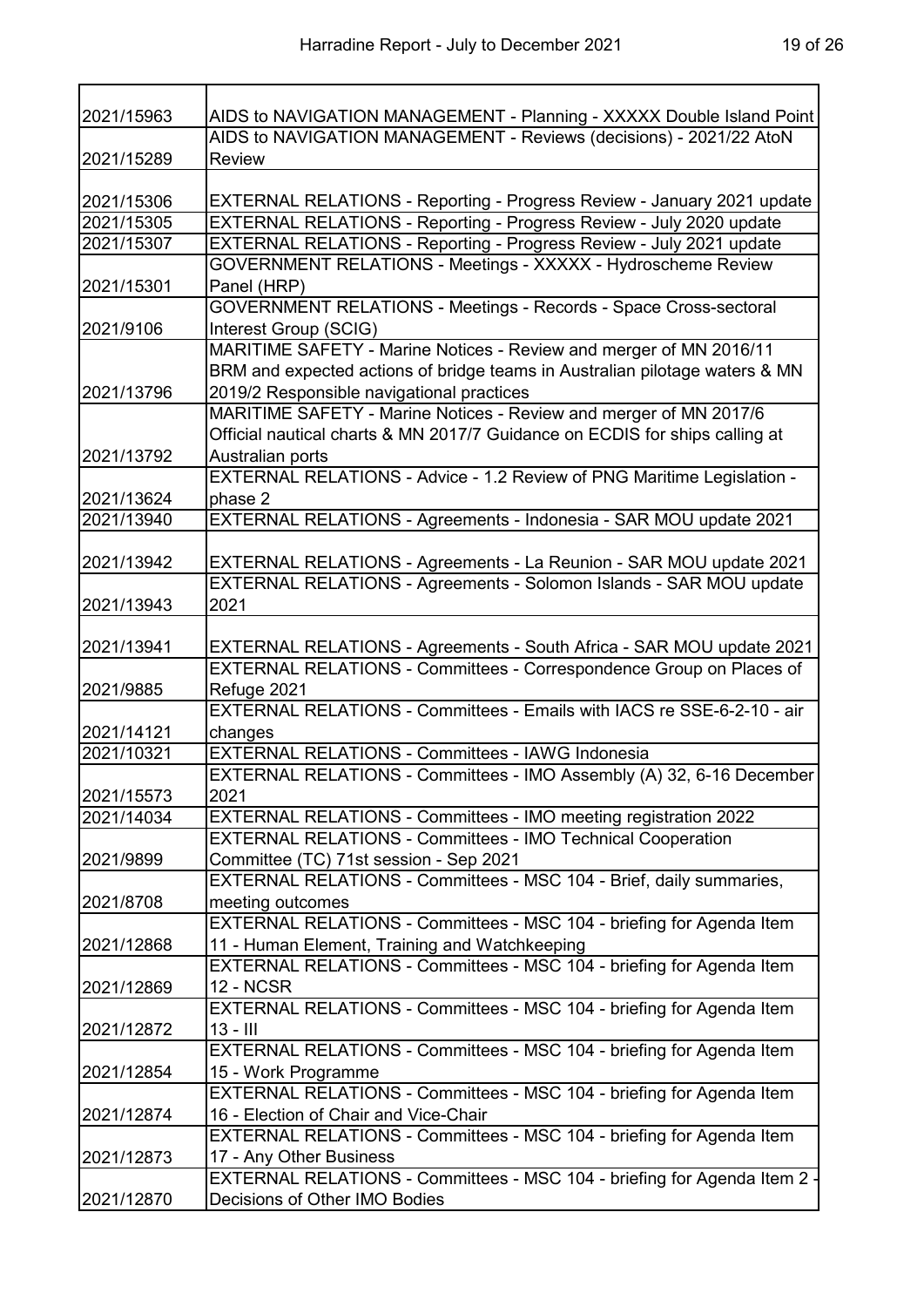| | |
|---|---|
| 2021/15963 | AIDS to NAVIGATION MANAGEMENT - Planning - XXXXX Double Island Point |
| 2021/15289 | AIDS to NAVIGATION MANAGEMENT - Reviews (decisions) - 2021/22 AtoN Review |
| 2021/15306 | EXTERNAL RELATIONS - Reporting - Progress Review - January 2021 update |
| 2021/15305 | EXTERNAL RELATIONS - Reporting - Progress Review - July 2020 update |
| 2021/15307 | EXTERNAL RELATIONS - Reporting - Progress Review - July 2021 update |
| 2021/15301 | GOVERNMENT RELATIONS - Meetings - XXXXX - Hydroscheme Review Panel (HRP) |
| 2021/9106 | GOVERNMENT RELATIONS - Meetings - Records - Space Cross-sectoral Interest Group (SCIG) |
| 2021/13796 | MARITIME SAFETY - Marine Notices - Review and merger of MN 2016/11 BRM and expected actions of bridge teams in Australian pilotage waters & MN 2019/2 Responsible navigational practices |
| 2021/13792 | MARITIME SAFETY - Marine Notices - Review and merger of MN 2017/6 Official nautical charts & MN 2017/7 Guidance on ECDIS for ships calling at Australian ports |
| 2021/13624 | EXTERNAL RELATIONS - Advice - 1.2 Review of PNG Maritime Legislation - phase 2 |
| 2021/13940 | EXTERNAL RELATIONS - Agreements - Indonesia - SAR MOU update 2021 |
| 2021/13942 | EXTERNAL RELATIONS - Agreements - La Reunion - SAR MOU update 2021 |
| 2021/13943 | EXTERNAL RELATIONS - Agreements - Solomon Islands - SAR MOU update 2021 |
| 2021/13941 | EXTERNAL RELATIONS - Agreements - South Africa - SAR MOU update 2021 |
| 2021/9885 | EXTERNAL RELATIONS - Committees - Correspondence Group on Places of Refuge 2021 |
| 2021/14121 | EXTERNAL RELATIONS - Committees - Emails with IACS re SSE-6-2-10 - air changes |
| 2021/10321 | EXTERNAL RELATIONS - Committees - IAWG Indonesia |
| 2021/15573 | EXTERNAL RELATIONS - Committees - IMO Assembly (A) 32, 6-16 December 2021 |
| 2021/14034 | EXTERNAL RELATIONS - Committees - IMO meeting registration 2022 |
| 2021/9899 | EXTERNAL RELATIONS - Committees - IMO Technical Cooperation Committee (TC) 71st session - Sep 2021 |
| 2021/8708 | EXTERNAL RELATIONS - Committees - MSC 104 - Brief, daily summaries, meeting outcomes |
| 2021/12868 | EXTERNAL RELATIONS - Committees - MSC 104 - briefing for Agenda Item 11 - Human Element, Training and Watchkeeping |
| 2021/12869 | EXTERNAL RELATIONS - Committees - MSC 104 - briefing for Agenda Item 12 - NCSR |
| 2021/12872 | EXTERNAL RELATIONS - Committees - MSC 104 - briefing for Agenda Item 13 - III |
| 2021/12854 | EXTERNAL RELATIONS - Committees - MSC 104 - briefing for Agenda Item 15 - Work Programme |
| 2021/12874 | EXTERNAL RELATIONS - Committees - MSC 104 - briefing for Agenda Item 16 - Election of Chair and Vice-Chair |
| 2021/12873 | EXTERNAL RELATIONS - Committees - MSC 104 - briefing for Agenda Item 17 - Any Other Business |
| 2021/12870 | EXTERNAL RELATIONS - Committees - MSC 104 - briefing for Agenda Item 2 - Decisions of Other IMO Bodies |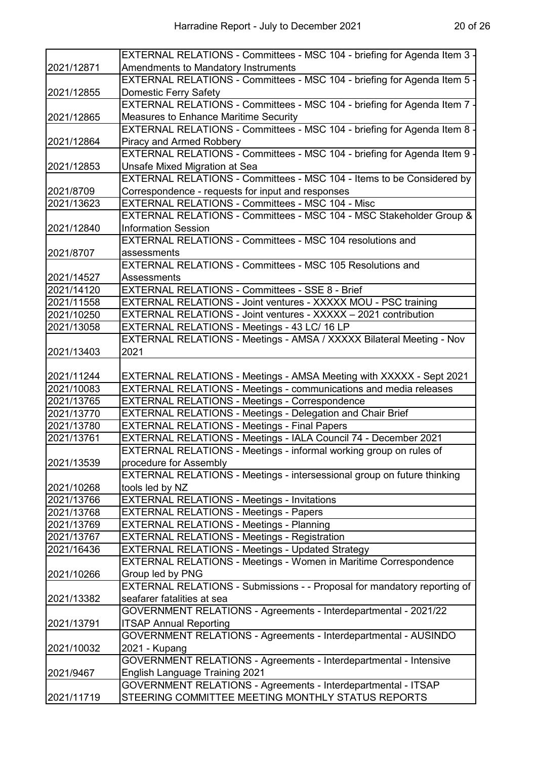| | |
|---|---|
| 2021/12871 | EXTERNAL RELATIONS - Committees - MSC 104 - briefing for Agenda Item 3 - Amendments to Mandatory Instruments |
| 2021/12855 | EXTERNAL RELATIONS - Committees - MSC 104 - briefing for Agenda Item 5 - Domestic Ferry Safety |
| 2021/12865 | EXTERNAL RELATIONS - Committees - MSC 104 - briefing for Agenda Item 7 - Measures to Enhance Maritime Security |
| 2021/12864 | EXTERNAL RELATIONS - Committees - MSC 104 - briefing for Agenda Item 8 - Piracy and Armed Robbery |
| 2021/12853 | EXTERNAL RELATIONS - Committees - MSC 104 - briefing for Agenda Item 9 - Unsafe Mixed Migration at Sea |
| 2021/8709 | EXTERNAL RELATIONS - Committees - MSC 104 - Items to be Considered by Correspondence - requests for input and responses |
| 2021/13623 | EXTERNAL RELATIONS - Committees - MSC 104 - Misc |
| 2021/12840 | EXTERNAL RELATIONS - Committees - MSC 104 - MSC Stakeholder Group & Information Session |
| 2021/8707 | EXTERNAL RELATIONS - Committees - MSC 104 resolutions and assessments |
| 2021/14527 | EXTERNAL RELATIONS - Committees - MSC 105 Resolutions and Assessments |
| 2021/14120 | EXTERNAL RELATIONS - Committees - SSE 8 - Brief |
| 2021/11558 | EXTERNAL RELATIONS - Joint ventures - XXXXX MOU - PSC training |
| 2021/10250 | EXTERNAL RELATIONS - Joint ventures - XXXXX – 2021 contribution |
| 2021/13058 | EXTERNAL RELATIONS - Meetings - 43 LC/ 16 LP |
| 2021/13403 | EXTERNAL RELATIONS - Meetings - AMSA / XXXXX Bilateral Meeting - Nov 2021 |
| 2021/11244 | EXTERNAL RELATIONS - Meetings - AMSA Meeting with XXXXX - Sept 2021 |
| 2021/10083 | EXTERNAL RELATIONS - Meetings - communications and media releases |
| 2021/13765 | EXTERNAL RELATIONS - Meetings - Correspondence |
| 2021/13770 | EXTERNAL RELATIONS - Meetings - Delegation and Chair Brief |
| 2021/13780 | EXTERNAL RELATIONS - Meetings - Final Papers |
| 2021/13761 | EXTERNAL RELATIONS - Meetings - IALA Council 74 - December 2021 |
| 2021/13539 | EXTERNAL RELATIONS - Meetings - informal working group on rules of procedure for Assembly |
| 2021/10268 | EXTERNAL RELATIONS - Meetings - intersessional group on future thinking tools led by NZ |
| 2021/13766 | EXTERNAL RELATIONS - Meetings - Invitations |
| 2021/13768 | EXTERNAL RELATIONS - Meetings - Papers |
| 2021/13769 | EXTERNAL RELATIONS - Meetings - Planning |
| 2021/13767 | EXTERNAL RELATIONS - Meetings - Registration |
| 2021/16436 | EXTERNAL RELATIONS - Meetings - Updated Strategy |
| 2021/10266 | EXTERNAL RELATIONS - Meetings - Women in Maritime Correspondence Group led by PNG |
| 2021/13382 | EXTERNAL RELATIONS - Submissions - - Proposal for mandatory reporting of seafarer fatalities at sea |
| 2021/13791 | GOVERNMENT RELATIONS - Agreements - Interdepartmental - 2021/22 ITSAP Annual Reporting |
| 2021/10032 | GOVERNMENT RELATIONS - Agreements - Interdepartmental - AUSINDO 2021 - Kupang |
| 2021/9467 | GOVERNMENT RELATIONS - Agreements - Interdepartmental - Intensive English Language Training 2021 |
| 2021/11719 | GOVERNMENT RELATIONS - Agreements - Interdepartmental - ITSAP STEERING COMMITTEE MEETING MONTHLY STATUS REPORTS |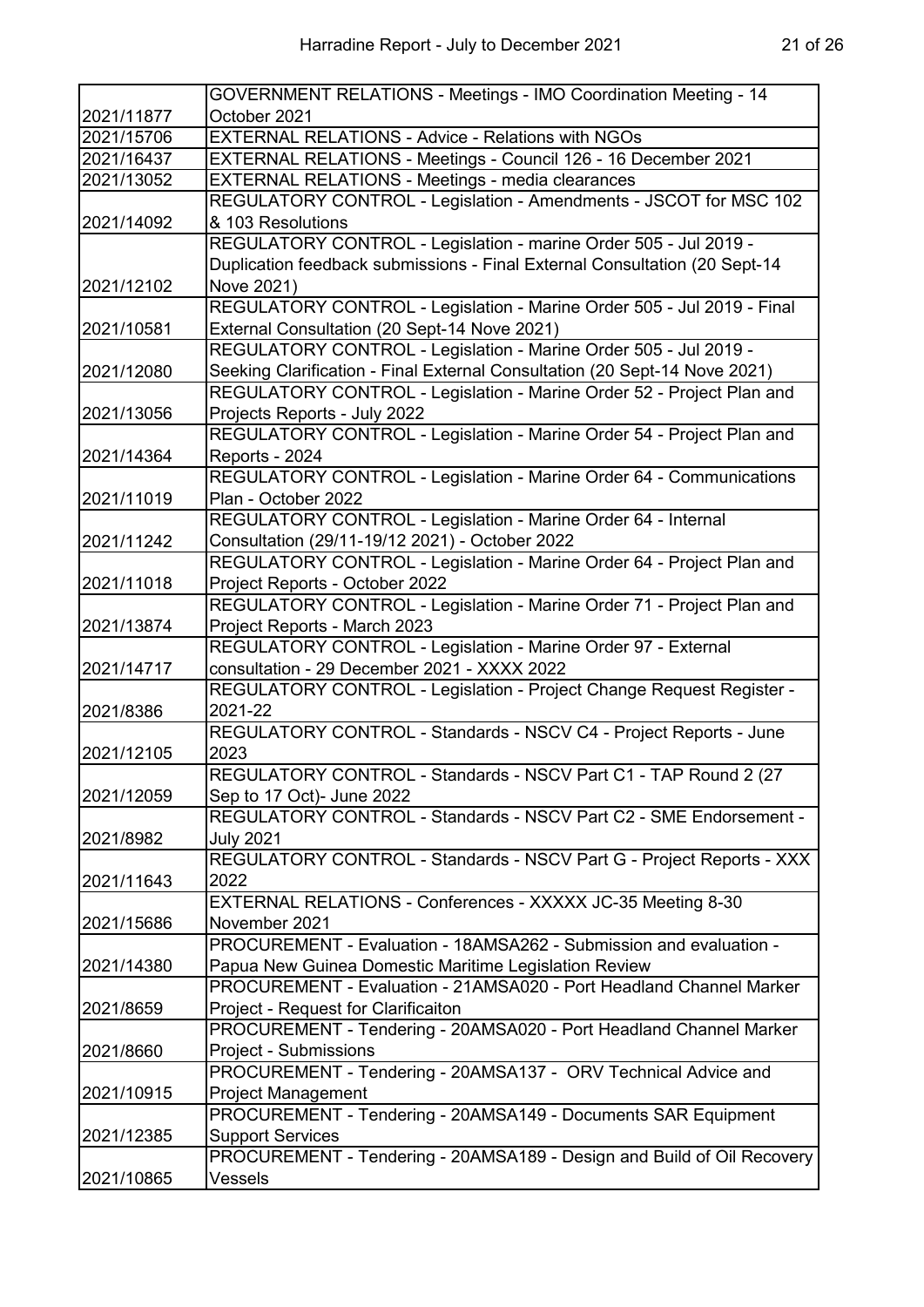| | |
|---|---|
| 2021/11877 | GOVERNMENT RELATIONS - Meetings - IMO Coordination Meeting - 14 October 2021 |
| 2021/15706 | EXTERNAL RELATIONS - Advice - Relations with NGOs |
| 2021/16437 | EXTERNAL RELATIONS - Meetings - Council 126 - 16 December 2021 |
| 2021/13052 | EXTERNAL RELATIONS - Meetings - media clearances |
| 2021/14092 | REGULATORY CONTROL - Legislation - Amendments - JSCOT for MSC 102 & 103 Resolutions |
| 2021/12102 | REGULATORY CONTROL - Legislation - marine Order 505 - Jul 2019 - Duplication feedback submissions - Final External Consultation (20 Sept-14 Nove 2021) |
| 2021/10581 | REGULATORY CONTROL - Legislation - Marine Order 505 - Jul 2019 - Final External Consultation (20 Sept-14 Nove 2021) |
| 2021/12080 | REGULATORY CONTROL - Legislation - Marine Order 505 - Jul 2019 - Seeking Clarification - Final External Consultation (20 Sept-14 Nove 2021) |
| 2021/13056 | REGULATORY CONTROL - Legislation - Marine Order 52 - Project Plan and Projects Reports - July 2022 |
| 2021/14364 | REGULATORY CONTROL - Legislation - Marine Order 54 - Project Plan and Reports - 2024 |
| 2021/11019 | REGULATORY CONTROL - Legislation - Marine Order 64 - Communications Plan - October 2022 |
| 2021/11242 | REGULATORY CONTROL - Legislation - Marine Order 64 - Internal Consultation (29/11-19/12 2021) - October 2022 |
| 2021/11018 | REGULATORY CONTROL - Legislation - Marine Order 64 - Project Plan and Project Reports - October 2022 |
| 2021/13874 | REGULATORY CONTROL - Legislation - Marine Order 71 - Project Plan and Project Reports - March 2023 |
| 2021/14717 | REGULATORY CONTROL - Legislation - Marine Order 97 - External consultation - 29 December 2021 - XXXX 2022 |
| 2021/8386 | REGULATORY CONTROL - Legislation - Project Change Request Register - 2021-22 |
| 2021/12105 | REGULATORY CONTROL - Standards - NSCV C4 - Project Reports - June 2023 |
| 2021/12059 | REGULATORY CONTROL - Standards - NSCV Part C1 - TAP Round 2 (27 Sep to 17 Oct)- June 2022 |
| 2021/8982 | REGULATORY CONTROL - Standards - NSCV Part C2 - SME Endorsement - July 2021 |
| 2021/11643 | REGULATORY CONTROL - Standards - NSCV Part G - Project Reports - XXX 2022 |
| 2021/15686 | EXTERNAL RELATIONS - Conferences - XXXXX JC-35 Meeting 8-30 November 2021 |
| 2021/14380 | PROCUREMENT - Evaluation - 18AMSA262 - Submission and evaluation - Papua New Guinea Domestic Maritime Legislation Review |
| 2021/8659 | PROCUREMENT - Evaluation - 21AMSA020 - Port Headland Channel Marker Project - Request for Clarificaiton |
| 2021/8660 | PROCUREMENT - Tendering - 20AMSA020 - Port Headland Channel Marker Project - Submissions |
| 2021/10915 | PROCUREMENT - Tendering - 20AMSA137 - ORV Technical Advice and Project Management |
| 2021/12385 | PROCUREMENT - Tendering - 20AMSA149 - Documents SAR Equipment Support Services |
| 2021/10865 | PROCUREMENT - Tendering - 20AMSA189 - Design and Build of Oil Recovery Vessels |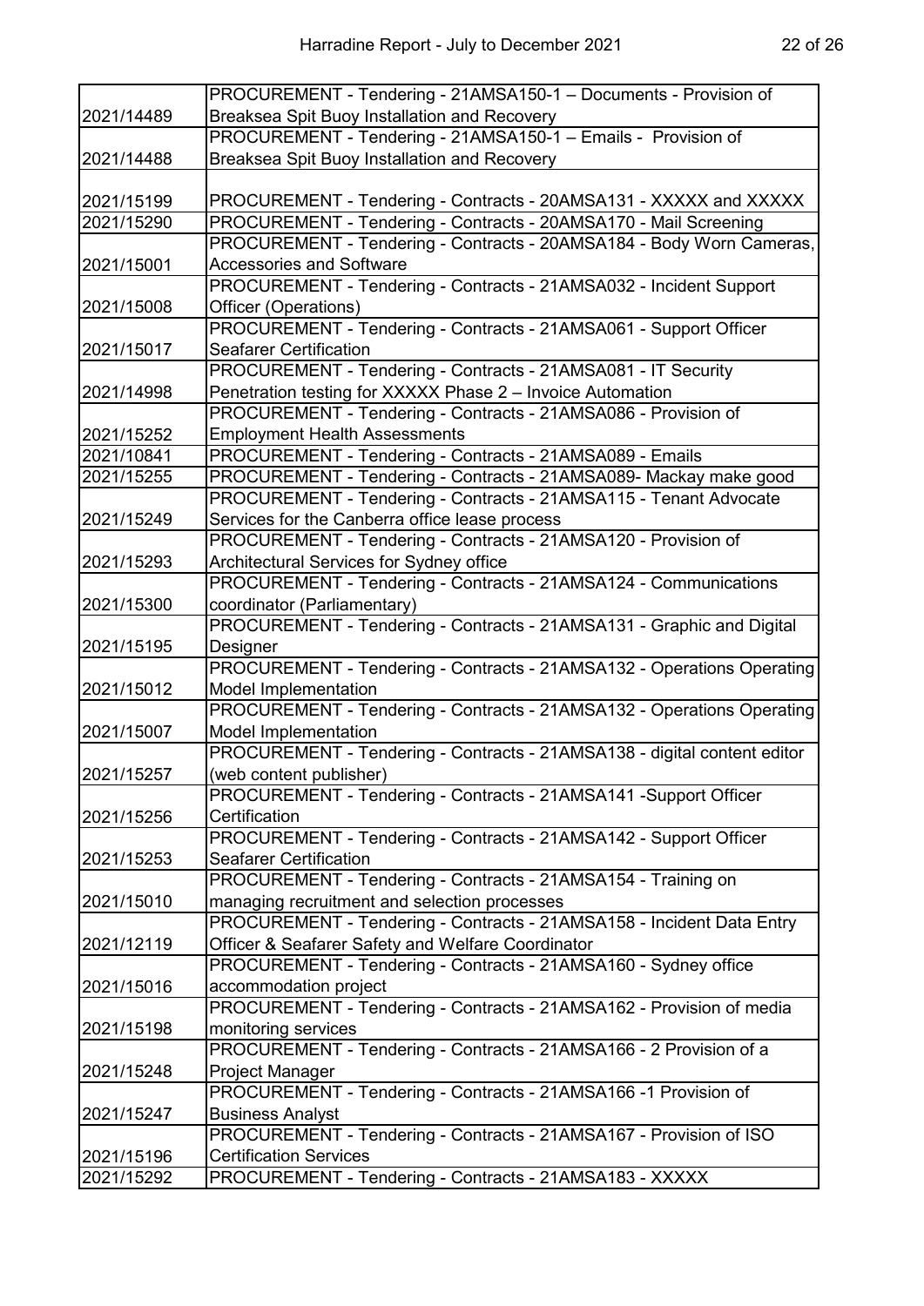| | |
|---|---|
| 2021/14489 | PROCUREMENT - Tendering - 21AMSA150-1 – Documents - Provision of Breaksea Spit Buoy Installation and Recovery |
| 2021/14488 | PROCUREMENT - Tendering - 21AMSA150-1 – Emails - Provision of Breaksea Spit Buoy Installation and Recovery |
| 2021/15199 | PROCUREMENT - Tendering - Contracts - 20AMSA131 - XXXXX and XXXXX |
| 2021/15290 | PROCUREMENT - Tendering - Contracts - 20AMSA170 - Mail Screening |
| 2021/15001 | PROCUREMENT - Tendering - Contracts - 20AMSA184 - Body Worn Cameras, Accessories and Software |
| 2021/15008 | PROCUREMENT - Tendering - Contracts - 21AMSA032 - Incident Support Officer (Operations) |
| 2021/15017 | PROCUREMENT - Tendering - Contracts - 21AMSA061 - Support Officer Seafarer Certification |
| 2021/14998 | PROCUREMENT - Tendering - Contracts - 21AMSA081 - IT Security Penetration testing for XXXXX Phase 2 – Invoice Automation |
| 2021/15252 | PROCUREMENT - Tendering - Contracts - 21AMSA086 - Provision of Employment Health Assessments |
| 2021/10841 | PROCUREMENT - Tendering - Contracts - 21AMSA089 - Emails |
| 2021/15255 | PROCUREMENT - Tendering - Contracts - 21AMSA089- Mackay make good |
| 2021/15249 | PROCUREMENT - Tendering - Contracts - 21AMSA115 - Tenant Advocate Services for the Canberra office lease process |
| 2021/15293 | PROCUREMENT - Tendering - Contracts - 21AMSA120 - Provision of Architectural Services for Sydney office |
| 2021/15300 | PROCUREMENT - Tendering - Contracts - 21AMSA124 - Communications coordinator (Parliamentary) |
| 2021/15195 | PROCUREMENT - Tendering - Contracts - 21AMSA131 - Graphic and Digital Designer |
| 2021/15012 | PROCUREMENT - Tendering - Contracts - 21AMSA132 - Operations Operating Model Implementation |
| 2021/15007 | PROCUREMENT - Tendering - Contracts - 21AMSA132 - Operations Operating Model Implementation |
| 2021/15257 | PROCUREMENT - Tendering - Contracts - 21AMSA138 - digital content editor (web content publisher) |
| 2021/15256 | PROCUREMENT - Tendering - Contracts - 21AMSA141 -Support Officer Certification |
| 2021/15253 | PROCUREMENT - Tendering - Contracts - 21AMSA142 - Support Officer Seafarer Certification |
| 2021/15010 | PROCUREMENT - Tendering - Contracts - 21AMSA154 - Training on managing recruitment and selection processes |
| 2021/12119 | PROCUREMENT - Tendering - Contracts - 21AMSA158 - Incident Data Entry Officer & Seafarer Safety and Welfare Coordinator |
| 2021/15016 | PROCUREMENT - Tendering - Contracts - 21AMSA160 - Sydney office accommodation project |
| 2021/15198 | PROCUREMENT - Tendering - Contracts - 21AMSA162 - Provision of media monitoring services |
| 2021/15248 | PROCUREMENT - Tendering - Contracts - 21AMSA166 - 2 Provision of a Project Manager |
| 2021/15247 | PROCUREMENT - Tendering - Contracts - 21AMSA166 -1 Provision of Business Analyst |
| 2021/15196 | PROCUREMENT - Tendering - Contracts - 21AMSA167 - Provision of ISO Certification Services |
| 2021/15292 | PROCUREMENT - Tendering - Contracts - 21AMSA183 - XXXXX |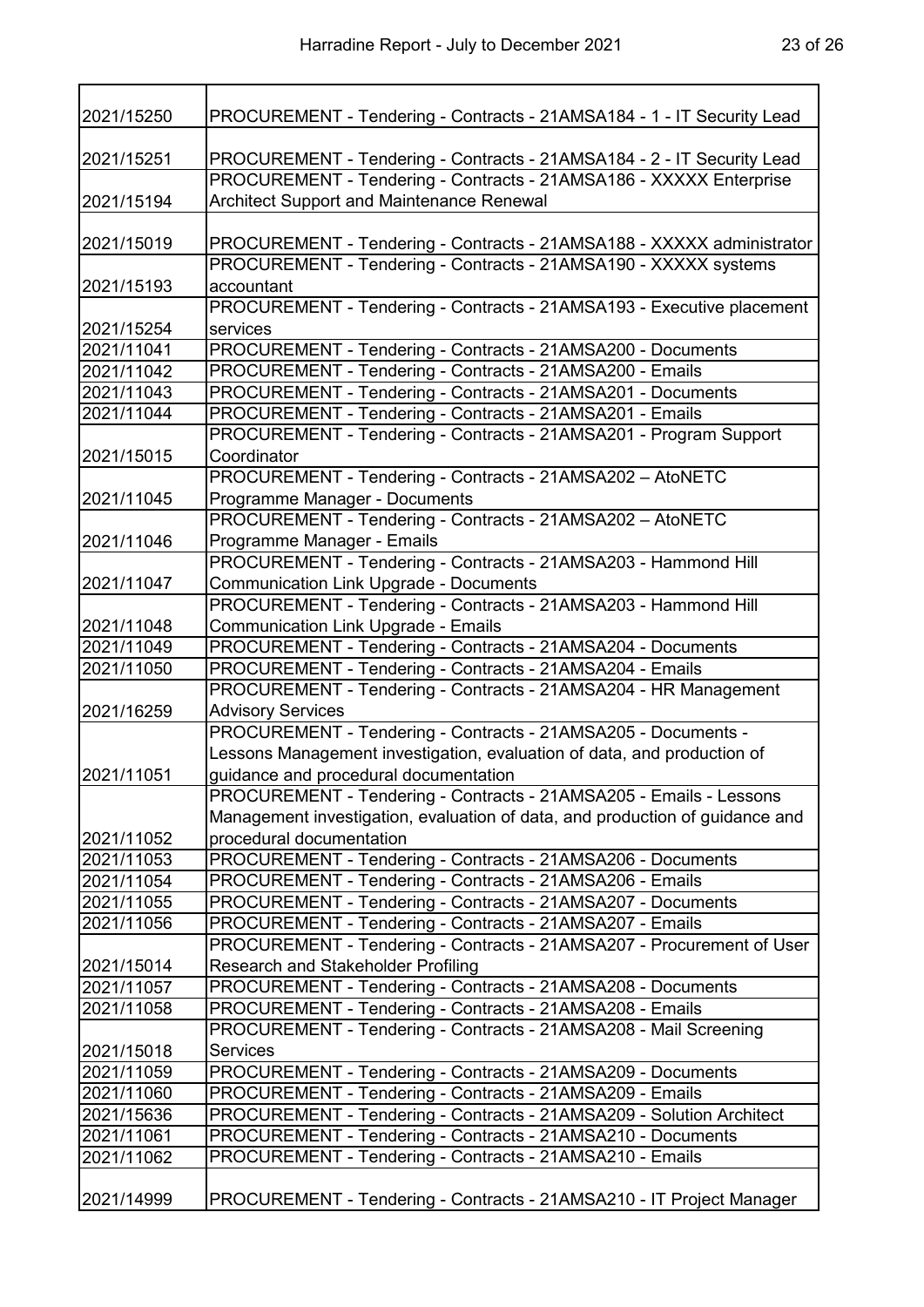| | |
|---|---|
| 2021/15250 | PROCUREMENT - Tendering - Contracts - 21AMSA184 - 1 - IT Security Lead |
| 2021/15251 | PROCUREMENT - Tendering - Contracts - 21AMSA184 - 2 - IT Security Lead |
| 2021/15194 | PROCUREMENT - Tendering - Contracts - 21AMSA186 - XXXXX Enterprise Architect Support and Maintenance Renewal |
| 2021/15019 | PROCUREMENT - Tendering - Contracts - 21AMSA188 - XXXXX administrator |
| 2021/15193 | PROCUREMENT - Tendering - Contracts - 21AMSA190 - XXXXX systems accountant |
| 2021/15254 | PROCUREMENT - Tendering - Contracts - 21AMSA193 - Executive placement services |
| 2021/11041 | PROCUREMENT - Tendering - Contracts - 21AMSA200 - Documents |
| 2021/11042 | PROCUREMENT - Tendering - Contracts - 21AMSA200 - Emails |
| 2021/11043 | PROCUREMENT - Tendering - Contracts - 21AMSA201 - Documents |
| 2021/11044 | PROCUREMENT - Tendering - Contracts - 21AMSA201 - Emails |
| 2021/15015 | PROCUREMENT - Tendering - Contracts - 21AMSA201 - Program Support Coordinator |
| 2021/11045 | PROCUREMENT - Tendering - Contracts - 21AMSA202 – AtoNETC Programme Manager - Documents |
| 2021/11046 | PROCUREMENT - Tendering - Contracts - 21AMSA202 – AtoNETC Programme Manager - Emails |
| 2021/11047 | PROCUREMENT - Tendering - Contracts - 21AMSA203 - Hammond Hill Communication Link Upgrade - Documents |
| 2021/11048 | PROCUREMENT - Tendering - Contracts - 21AMSA203 - Hammond Hill Communication Link Upgrade - Emails |
| 2021/11049 | PROCUREMENT - Tendering - Contracts - 21AMSA204 - Documents |
| 2021/11050 | PROCUREMENT - Tendering - Contracts - 21AMSA204 - Emails |
| 2021/16259 | PROCUREMENT - Tendering - Contracts - 21AMSA204 - HR Management Advisory Services |
| 2021/11051 | PROCUREMENT - Tendering - Contracts - 21AMSA205 - Documents - Lessons Management investigation, evaluation of data, and production of guidance and procedural documentation |
| 2021/11052 | PROCUREMENT - Tendering - Contracts - 21AMSA205 - Emails - Lessons Management investigation, evaluation of data, and production of guidance and procedural documentation |
| 2021/11053 | PROCUREMENT - Tendering - Contracts - 21AMSA206 - Documents |
| 2021/11054 | PROCUREMENT - Tendering - Contracts - 21AMSA206 - Emails |
| 2021/11055 | PROCUREMENT - Tendering - Contracts - 21AMSA207 - Documents |
| 2021/11056 | PROCUREMENT - Tendering - Contracts - 21AMSA207 - Emails |
| 2021/15014 | PROCUREMENT - Tendering - Contracts - 21AMSA207 - Procurement of User Research and Stakeholder Profiling |
| 2021/11057 | PROCUREMENT - Tendering - Contracts - 21AMSA208 - Documents |
| 2021/11058 | PROCUREMENT - Tendering - Contracts - 21AMSA208 - Emails |
| 2021/15018 | PROCUREMENT - Tendering - Contracts - 21AMSA208 - Mail Screening Services |
| 2021/11059 | PROCUREMENT - Tendering - Contracts - 21AMSA209 - Documents |
| 2021/11060 | PROCUREMENT - Tendering - Contracts - 21AMSA209 - Emails |
| 2021/15636 | PROCUREMENT - Tendering - Contracts - 21AMSA209 - Solution Architect |
| 2021/11061 | PROCUREMENT - Tendering - Contracts - 21AMSA210 - Documents |
| 2021/11062 | PROCUREMENT - Tendering - Contracts - 21AMSA210 - Emails |
| 2021/14999 | PROCUREMENT - Tendering - Contracts - 21AMSA210 - IT Project Manager |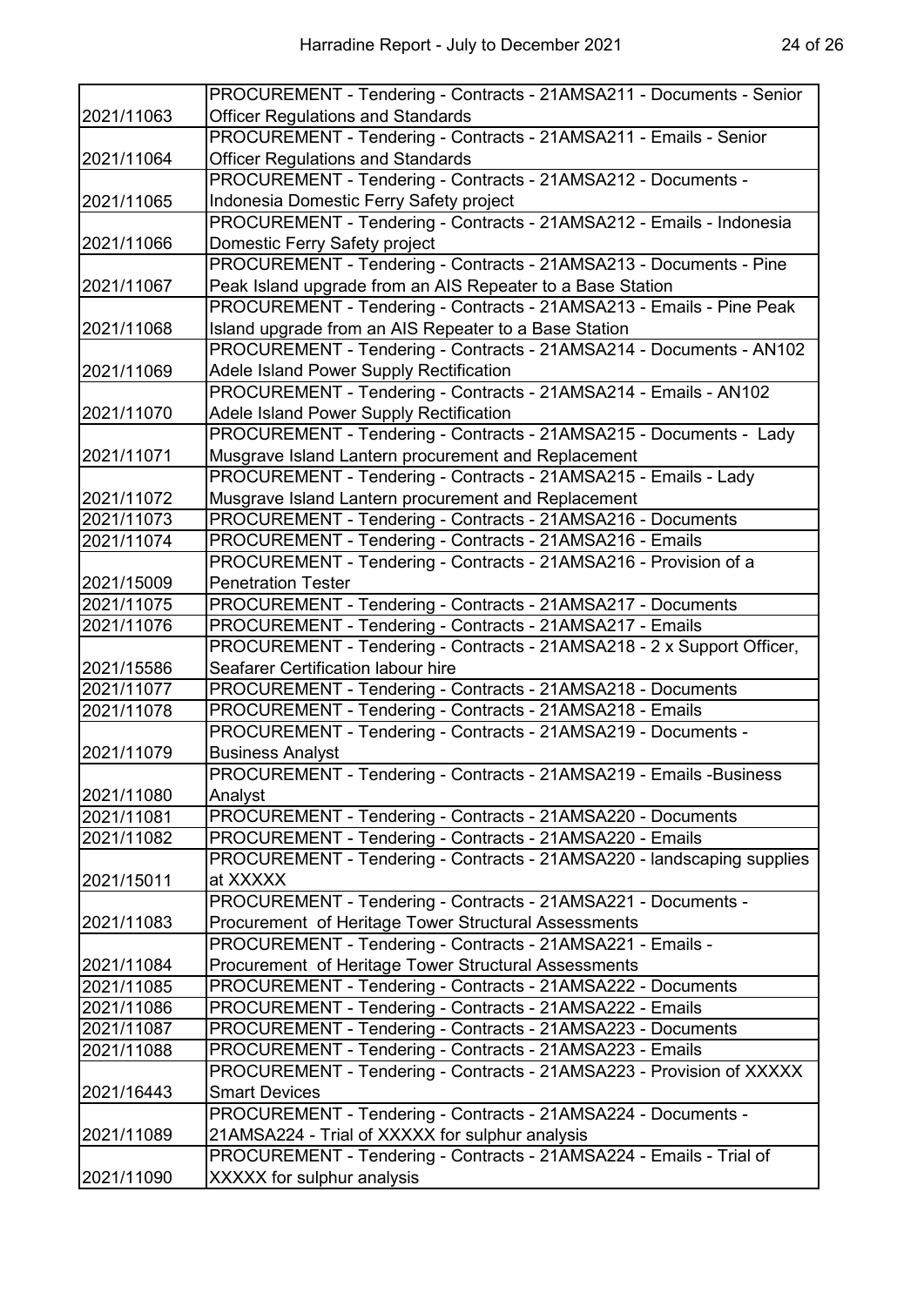| | |
|---|---|
| 2021/11063 | PROCUREMENT - Tendering - Contracts - 21AMSA211 - Documents - Senior Officer Regulations and Standards |
| 2021/11064 | PROCUREMENT - Tendering - Contracts - 21AMSA211 - Emails - Senior Officer Regulations and Standards |
| 2021/11065 | PROCUREMENT - Tendering - Contracts - 21AMSA212 - Documents - Indonesia Domestic Ferry Safety project |
| 2021/11066 | PROCUREMENT - Tendering - Contracts - 21AMSA212 - Emails - Indonesia Domestic Ferry Safety project |
| 2021/11067 | PROCUREMENT - Tendering - Contracts - 21AMSA213 - Documents - Pine Peak Island upgrade from an AIS Repeater to a Base Station |
| 2021/11068 | PROCUREMENT - Tendering - Contracts - 21AMSA213 - Emails - Pine Peak Island upgrade from an AIS Repeater to a Base Station |
| 2021/11069 | PROCUREMENT - Tendering - Contracts - 21AMSA214 - Documents - AN102 Adele Island Power Supply Rectification |
| 2021/11070 | PROCUREMENT - Tendering - Contracts - 21AMSA214 - Emails - AN102 Adele Island Power Supply Rectification |
| 2021/11071 | PROCUREMENT - Tendering - Contracts - 21AMSA215 - Documents - Lady Musgrave Island Lantern procurement and Replacement |
| 2021/11072 | PROCUREMENT - Tendering - Contracts - 21AMSA215 - Emails - Lady Musgrave Island Lantern procurement and Replacement |
| 2021/11073 | PROCUREMENT - Tendering - Contracts - 21AMSA216 - Documents |
| 2021/11074 | PROCUREMENT - Tendering - Contracts - 21AMSA216 - Emails |
| 2021/15009 | PROCUREMENT - Tendering - Contracts - 21AMSA216 - Provision of a Penetration Tester |
| 2021/11075 | PROCUREMENT - Tendering - Contracts - 21AMSA217 - Documents |
| 2021/11076 | PROCUREMENT - Tendering - Contracts - 21AMSA217 - Emails |
| 2021/15586 | PROCUREMENT - Tendering - Contracts - 21AMSA218 - 2 x Support Officer, Seafarer Certification labour hire |
| 2021/11077 | PROCUREMENT - Tendering - Contracts - 21AMSA218 - Documents |
| 2021/11078 | PROCUREMENT - Tendering - Contracts - 21AMSA218 - Emails |
| 2021/11079 | PROCUREMENT - Tendering - Contracts - 21AMSA219 - Documents - Business Analyst |
| 2021/11080 | PROCUREMENT - Tendering - Contracts - 21AMSA219 - Emails -Business Analyst |
| 2021/11081 | PROCUREMENT - Tendering - Contracts - 21AMSA220 - Documents |
| 2021/11082 | PROCUREMENT - Tendering - Contracts - 21AMSA220 - Emails |
| 2021/15011 | PROCUREMENT - Tendering - Contracts - 21AMSA220 - landscaping supplies at XXXXX |
| 2021/11083 | PROCUREMENT - Tendering - Contracts - 21AMSA221 - Documents - Procurement of Heritage Tower Structural Assessments |
| 2021/11084 | PROCUREMENT - Tendering - Contracts - 21AMSA221 - Emails - Procurement of Heritage Tower Structural Assessments |
| 2021/11085 | PROCUREMENT - Tendering - Contracts - 21AMSA222 - Documents |
| 2021/11086 | PROCUREMENT - Tendering - Contracts - 21AMSA222 - Emails |
| 2021/11087 | PROCUREMENT - Tendering - Contracts - 21AMSA223 - Documents |
| 2021/11088 | PROCUREMENT - Tendering - Contracts - 21AMSA223 - Emails |
| 2021/16443 | PROCUREMENT - Tendering - Contracts - 21AMSA223 - Provision of XXXXX Smart Devices |
| 2021/11089 | PROCUREMENT - Tendering - Contracts - 21AMSA224 - Documents - 21AMSA224 - Trial of XXXXX for sulphur analysis |
| 2021/11090 | PROCUREMENT - Tendering - Contracts - 21AMSA224 - Emails - Trial of XXXXX for sulphur analysis |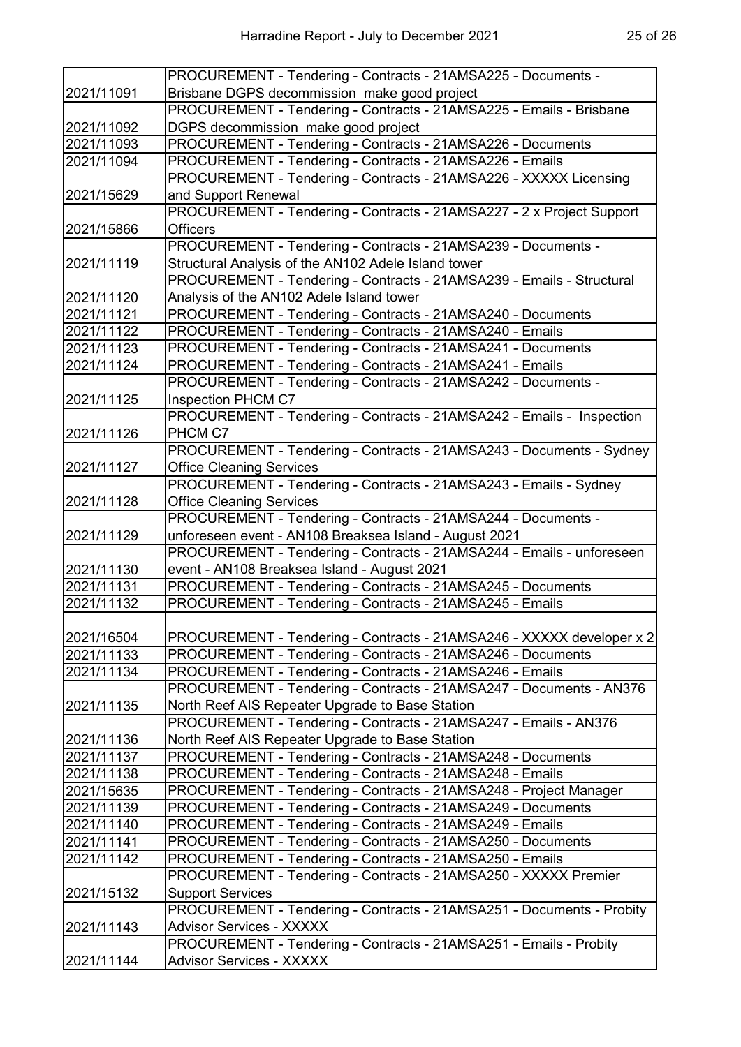| | |
|---|---|
| 2021/11091 | PROCUREMENT - Tendering - Contracts - 21AMSA225 - Documents - Brisbane DGPS decommission make good project |
| 2021/11092 | PROCUREMENT - Tendering - Contracts - 21AMSA225 - Emails - Brisbane DGPS decommission make good project |
| 2021/11093 | PROCUREMENT - Tendering - Contracts - 21AMSA226 - Documents |
| 2021/11094 | PROCUREMENT - Tendering - Contracts - 21AMSA226 - Emails |
| 2021/15629 | PROCUREMENT - Tendering - Contracts - 21AMSA226 - XXXXX Licensing and Support Renewal |
| 2021/15866 | PROCUREMENT - Tendering - Contracts - 21AMSA227 - 2 x Project Support Officers |
| 2021/11119 | PROCUREMENT - Tendering - Contracts - 21AMSA239 - Documents - Structural Analysis of the AN102 Adele Island tower |
| 2021/11120 | PROCUREMENT - Tendering - Contracts - 21AMSA239 - Emails - Structural Analysis of the AN102 Adele Island tower |
| 2021/11121 | PROCUREMENT - Tendering - Contracts - 21AMSA240 - Documents |
| 2021/11122 | PROCUREMENT - Tendering - Contracts - 21AMSA240 - Emails |
| 2021/11123 | PROCUREMENT - Tendering - Contracts - 21AMSA241 - Documents |
| 2021/11124 | PROCUREMENT - Tendering - Contracts - 21AMSA241 - Emails |
| 2021/11125 | PROCUREMENT - Tendering - Contracts - 21AMSA242 - Documents - Inspection PHCM C7 |
| 2021/11126 | PROCUREMENT - Tendering - Contracts - 21AMSA242 - Emails - Inspection PHCM C7 |
| 2021/11127 | PROCUREMENT - Tendering - Contracts - 21AMSA243 - Documents - Sydney Office Cleaning Services |
| 2021/11128 | PROCUREMENT - Tendering - Contracts - 21AMSA243 - Emails - Sydney Office Cleaning Services |
| 2021/11129 | PROCUREMENT - Tendering - Contracts - 21AMSA244 - Documents - unforeseen event - AN108 Breaksea Island - August 2021 |
| 2021/11130 | PROCUREMENT - Tendering - Contracts - 21AMSA244 - Emails - unforeseen event - AN108 Breaksea Island - August 2021 |
| 2021/11131 | PROCUREMENT - Tendering - Contracts - 21AMSA245 - Documents |
| 2021/11132 | PROCUREMENT - Tendering - Contracts - 21AMSA245 - Emails |
| 2021/16504 | PROCUREMENT - Tendering - Contracts - 21AMSA246 - XXXXX developer x 2 |
| 2021/11133 | PROCUREMENT - Tendering - Contracts - 21AMSA246 - Documents |
| 2021/11134 | PROCUREMENT - Tendering - Contracts - 21AMSA246 - Emails |
| 2021/11135 | PROCUREMENT - Tendering - Contracts - 21AMSA247 - Documents - AN376 North Reef AIS Repeater Upgrade to Base Station |
| 2021/11136 | PROCUREMENT - Tendering - Contracts - 21AMSA247 - Emails - AN376 North Reef AIS Repeater Upgrade to Base Station |
| 2021/11137 | PROCUREMENT - Tendering - Contracts - 21AMSA248 - Documents |
| 2021/11138 | PROCUREMENT - Tendering - Contracts - 21AMSA248 - Emails |
| 2021/15635 | PROCUREMENT - Tendering - Contracts - 21AMSA248 - Project Manager |
| 2021/11139 | PROCUREMENT - Tendering - Contracts - 21AMSA249 - Documents |
| 2021/11140 | PROCUREMENT - Tendering - Contracts - 21AMSA249 - Emails |
| 2021/11141 | PROCUREMENT - Tendering - Contracts - 21AMSA250 - Documents |
| 2021/11142 | PROCUREMENT - Tendering - Contracts - 21AMSA250 - Emails |
| 2021/15132 | PROCUREMENT - Tendering - Contracts - 21AMSA250 - XXXXX Premier Support Services |
| 2021/11143 | PROCUREMENT - Tendering - Contracts - 21AMSA251 - Documents - Probity Advisor Services - XXXXX |
| 2021/11144 | PROCUREMENT - Tendering - Contracts - 21AMSA251 - Emails - Probity Advisor Services - XXXXX |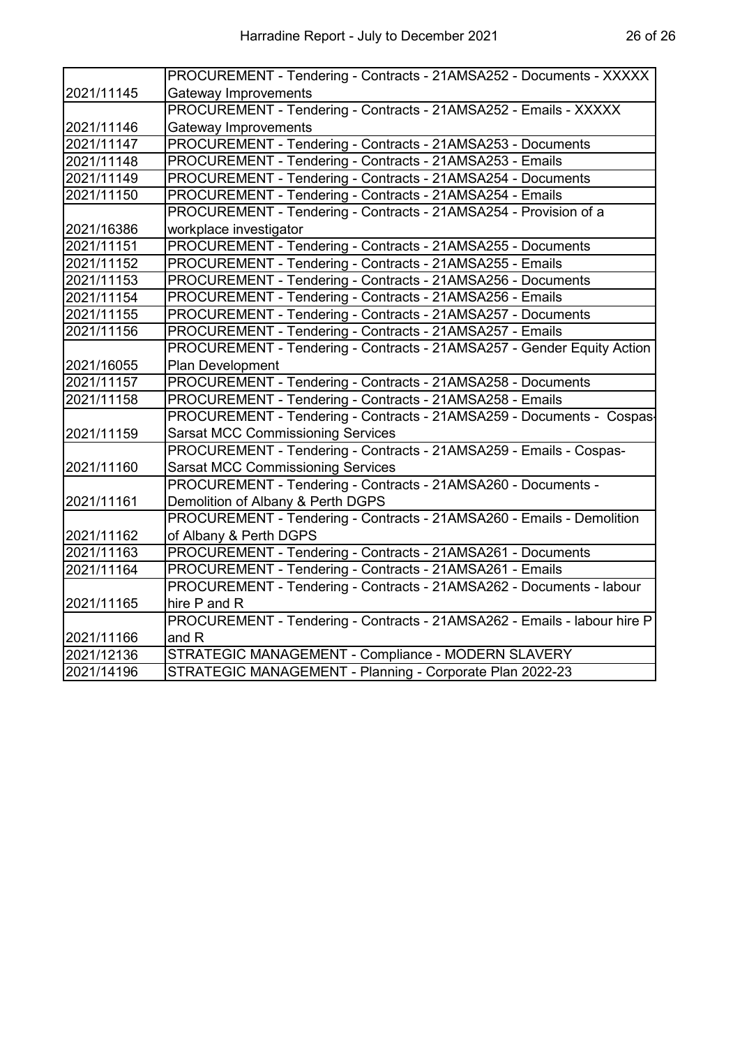| | |
|---|---|
| 2021/11145 | PROCUREMENT - Tendering - Contracts - 21AMSA252 - Documents - XXXXX Gateway Improvements |
| 2021/11146 | PROCUREMENT - Tendering - Contracts - 21AMSA252 - Emails - XXXXX Gateway Improvements |
| 2021/11147 | PROCUREMENT - Tendering - Contracts - 21AMSA253 - Documents |
| 2021/11148 | PROCUREMENT - Tendering - Contracts - 21AMSA253 - Emails |
| 2021/11149 | PROCUREMENT - Tendering - Contracts - 21AMSA254 - Documents |
| 2021/11150 | PROCUREMENT - Tendering - Contracts - 21AMSA254 - Emails |
| 2021/16386 | PROCUREMENT - Tendering - Contracts - 21AMSA254 - Provision of a workplace investigator |
| 2021/11151 | PROCUREMENT - Tendering - Contracts - 21AMSA255 - Documents |
| 2021/11152 | PROCUREMENT - Tendering - Contracts - 21AMSA255 - Emails |
| 2021/11153 | PROCUREMENT - Tendering - Contracts - 21AMSA256 - Documents |
| 2021/11154 | PROCUREMENT - Tendering - Contracts - 21AMSA256 - Emails |
| 2021/11155 | PROCUREMENT - Tendering - Contracts - 21AMSA257 - Documents |
| 2021/11156 | PROCUREMENT - Tendering - Contracts - 21AMSA257 - Emails |
| 2021/16055 | PROCUREMENT - Tendering - Contracts - 21AMSA257 - Gender Equity Action Plan Development |
| 2021/11157 | PROCUREMENT - Tendering - Contracts - 21AMSA258 - Documents |
| 2021/11158 | PROCUREMENT - Tendering - Contracts - 21AMSA258 - Emails |
| 2021/11159 | PROCUREMENT - Tendering - Contracts - 21AMSA259 - Documents - Cospas-Sarsat MCC Commissioning Services |
| 2021/11160 | PROCUREMENT - Tendering - Contracts - 21AMSA259 - Emails - Cospas-Sarsat MCC Commissioning Services |
| 2021/11161 | PROCUREMENT - Tendering - Contracts - 21AMSA260 - Documents - Demolition of Albany & Perth DGPS |
| 2021/11162 | PROCUREMENT - Tendering - Contracts - 21AMSA260 - Emails - Demolition of Albany & Perth DGPS |
| 2021/11163 | PROCUREMENT - Tendering - Contracts - 21AMSA261 - Documents |
| 2021/11164 | PROCUREMENT - Tendering - Contracts - 21AMSA261 - Emails |
| 2021/11165 | PROCUREMENT - Tendering - Contracts - 21AMSA262 - Documents - labour hire P and R |
| 2021/11166 | PROCUREMENT - Tendering - Contracts - 21AMSA262 - Emails - labour hire P and R |
| 2021/12136 | STRATEGIC MANAGEMENT - Compliance - MODERN SLAVERY |
| 2021/14196 | STRATEGIC MANAGEMENT - Planning - Corporate Plan 2022-23 |